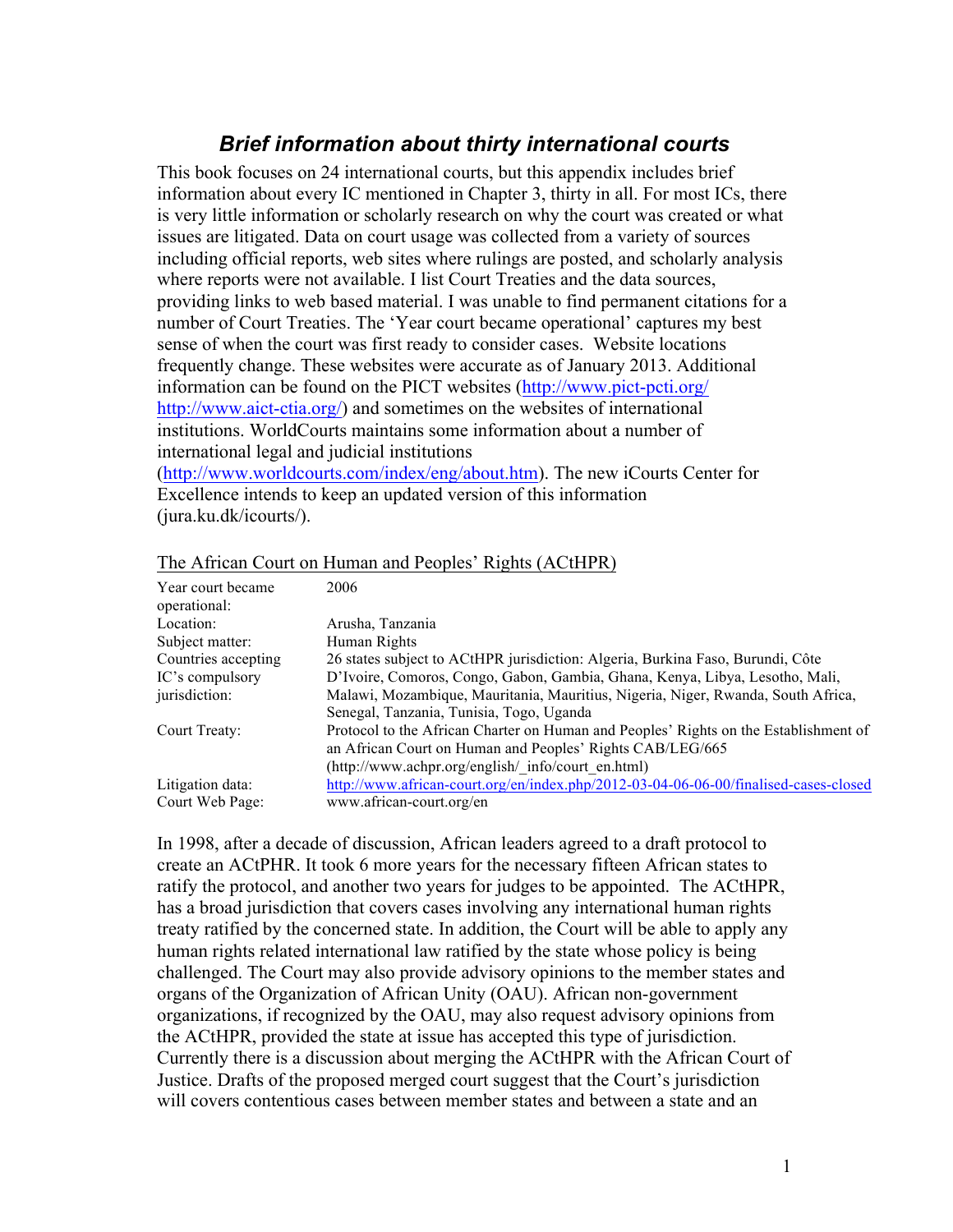# *Brief information about thirty international courts*

This book focuses on 24 international courts, but this appendix includes brief information about every IC mentioned in Chapter 3, thirty in all. For most ICs, there is very little information or scholarly research on why the court was created or what issues are litigated. Data on court usage was collected from a variety of sources including official reports, web sites where rulings are posted, and scholarly analysis where reports were not available. I list Court Treaties and the data sources, providing links to web based material. I was unable to find permanent citations for a number of Court Treaties. The 'Year court became operational' captures my best sense of when the court was first ready to consider cases. Website locations frequently change. These websites were accurate as of January 2013. Additional information can be found on the PICT websites (http://www.pict-pcti.org/ http://www.aict-ctia.org/) and sometimes on the websites of international institutions. WorldCourts maintains some information about a number of international legal and judicial institutions (http://www.worldcourts.com/index/eng/about.htm). The new iCourts Center for Excellence intends to keep an updated version of this information (jura.ku.dk/icourts/).

## The African Court on Human and Peoples' Rights (ACtHPR)

| | |
|---|---|
| Year court became operational: | 2006 |
| Location: | Arusha, Tanzania |
| Subject matter: | Human Rights |
| Countries accepting IC's compulsory jurisdiction: | 26 states subject to ACtHPR jurisdiction: Algeria, Burkina Faso, Burundi, Côte D'Ivoire, Comoros, Congo, Gabon, Gambia, Ghana, Kenya, Libya, Lesotho, Mali, Malawi, Mozambique, Mauritania, Mauritius, Nigeria, Niger, Rwanda, South Africa, Senegal, Tanzania, Tunisia, Togo, Uganda |
| Court Treaty: | Protocol to the African Charter on Human and Peoples' Rights on the Establishment of an African Court on Human and Peoples' Rights CAB/LEG/665 (http://www.achpr.org/english/_info/court_en.html) |
| Litigation data: | http://www.african-court.org/en/index.php/2012-03-04-06-06-00/finalised-cases-closed |
| Court Web Page: | www.african-court.org/en |

In 1998, after a decade of discussion, African leaders agreed to a draft protocol to create an ACtPHR. It took 6 more years for the necessary fifteen African states to ratify the protocol, and another two years for judges to be appointed. The ACtHPR, has a broad jurisdiction that covers cases involving any international human rights treaty ratified by the concerned state. In addition, the Court will be able to apply any human rights related international law ratified by the state whose policy is being challenged. The Court may also provide advisory opinions to the member states and organs of the Organization of African Unity (OAU). African non-government organizations, if recognized by the OAU, may also request advisory opinions from the ACtHPR, provided the state at issue has accepted this type of jurisdiction. Currently there is a discussion about merging the ACtHPR with the African Court of Justice. Drafts of the proposed merged court suggest that the Court's jurisdiction will covers contentious cases between member states and between a state and an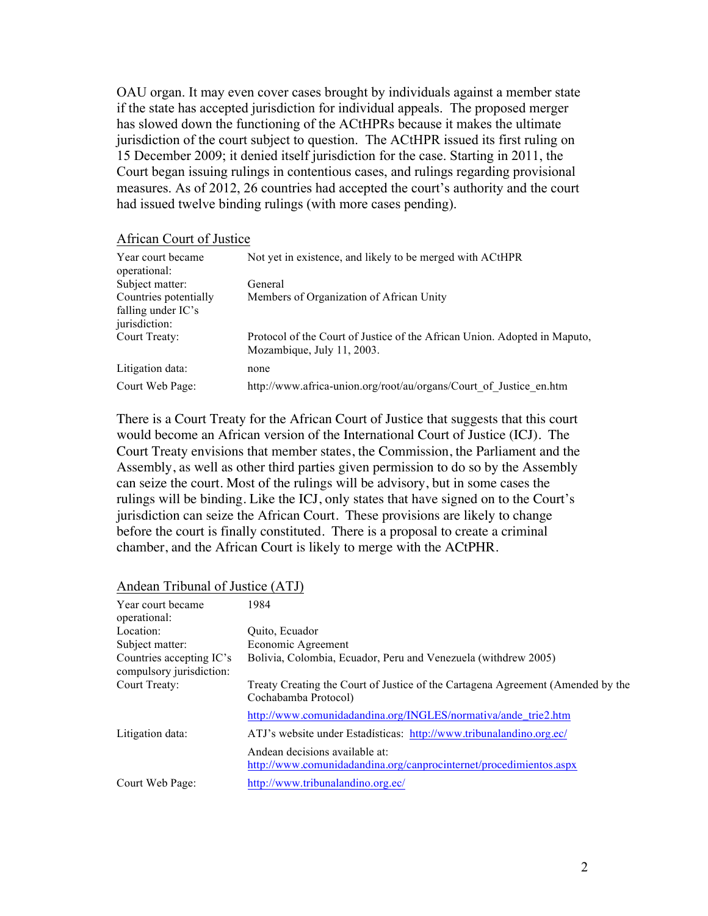OAU organ. It may even cover cases brought by individuals against a member state if the state has accepted jurisdiction for individual appeals. The proposed merger has slowed down the functioning of the ACtHPRs because it makes the ultimate jurisdiction of the court subject to question. The ACtHPR issued its first ruling on 15 December 2009; it denied itself jurisdiction for the case. Starting in 2011, the Court began issuing rulings in contentious cases, and rulings regarding provisional measures. As of 2012, 26 countries had accepted the court's authority and the court had issued twelve binding rulings (with more cases pending).

African Court of Justice

| | |
|---|---|
| Year court became operational: | Not yet in existence, and likely to be merged with ACtHPR |
| Subject matter: | General |
| Countries potentially falling under IC's jurisdiction: | Members of Organization of African Unity |
| Court Treaty: | Protocol of the Court of Justice of the African Union. Adopted in Maputo, Mozambique, July 11, 2003. |
| Litigation data: | none |
| Court Web Page: | http://www.africa-union.org/root/au/organs/Court_of_Justice_en.htm |

There is a Court Treaty for the African Court of Justice that suggests that this court would become an African version of the International Court of Justice (ICJ). The Court Treaty envisions that member states, the Commission, the Parliament and the Assembly, as well as other third parties given permission to do so by the Assembly can seize the court. Most of the rulings will be advisory, but in some cases the rulings will be binding. Like the ICJ, only states that have signed on to the Court's jurisdiction can seize the African Court. These provisions are likely to change before the court is finally constituted. There is a proposal to create a criminal chamber, and the African Court is likely to merge with the ACtPHR.

Andean Tribunal of Justice (ATJ)

| | |
|---|---|
| Year court became operational: | 1984 |
| Location: | Quito, Ecuador |
| Subject matter: | Economic Agreement |
| Countries accepting IC's compulsory jurisdiction: | Bolivia, Colombia, Ecuador, Peru and Venezuela (withdrew 2005) |
| Court Treaty: | Treaty Creating the Court of Justice of the Cartagena Agreement (Amended by the Cochabamba Protocol) |
| | http://www.comunidadandina.org/INGLES/normativa/ande_trie2.htm |
| Litigation data: | ATJ's website under Estadísticas: http://www.tribunalandino.org.ec/ |
| | Andean decisions available at: http://www.comunidadandina.org/canprocinternet/procedimientos.aspx |
| Court Web Page: | http://www.tribunalandino.org.ec/ |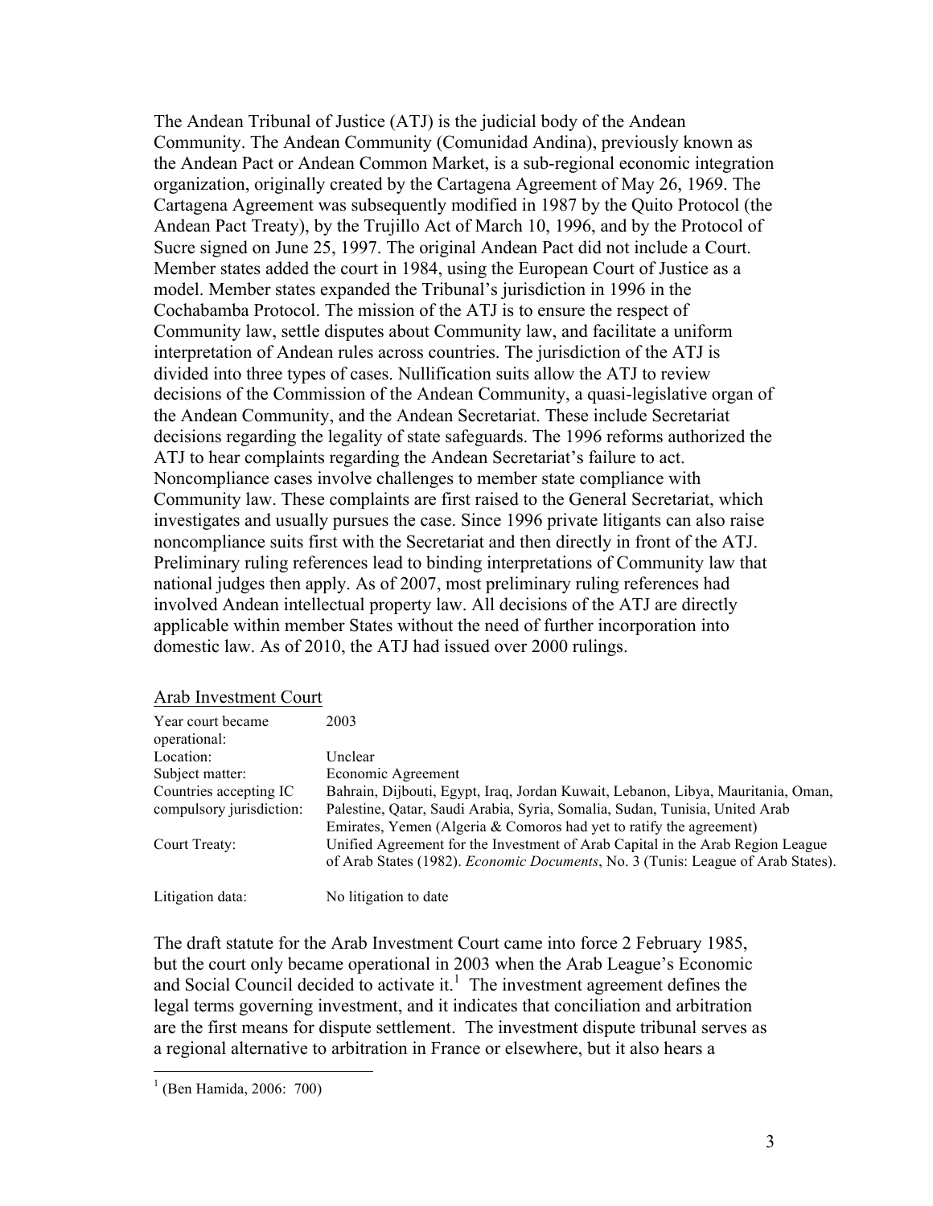The Andean Tribunal of Justice (ATJ) is the judicial body of the Andean Community. The Andean Community (Comunidad Andina), previously known as the Andean Pact or Andean Common Market, is a sub-regional economic integration organization, originally created by the Cartagena Agreement of May 26, 1969. The Cartagena Agreement was subsequently modified in 1987 by the Quito Protocol (the Andean Pact Treaty), by the Trujillo Act of March 10, 1996, and by the Protocol of Sucre signed on June 25, 1997. The original Andean Pact did not include a Court. Member states added the court in 1984, using the European Court of Justice as a model. Member states expanded the Tribunal's jurisdiction in 1996 in the Cochabamba Protocol. The mission of the ATJ is to ensure the respect of Community law, settle disputes about Community law, and facilitate a uniform interpretation of Andean rules across countries. The jurisdiction of the ATJ is divided into three types of cases. Nullification suits allow the ATJ to review decisions of the Commission of the Andean Community, a quasi-legislative organ of the Andean Community, and the Andean Secretariat. These include Secretariat decisions regarding the legality of state safeguards. The 1996 reforms authorized the ATJ to hear complaints regarding the Andean Secretariat's failure to act. Noncompliance cases involve challenges to member state compliance with Community law. These complaints are first raised to the General Secretariat, which investigates and usually pursues the case. Since 1996 private litigants can also raise noncompliance suits first with the Secretariat and then directly in front of the ATJ. Preliminary ruling references lead to binding interpretations of Community law that national judges then apply. As of 2007, most preliminary ruling references had involved Andean intellectual property law. All decisions of the ATJ are directly applicable within member States without the need of further incorporation into domestic law. As of 2010, the ATJ had issued over 2000 rulings.

## Arab Investment Court

| | |
|---|---|
| Year court became operational: | 2003 |
| Location: | Unclear |
| Subject matter: | Economic Agreement |
| Countries accepting IC compulsory jurisdiction: | Bahrain, Dijbouti, Egypt, Iraq, Jordan Kuwait, Lebanon, Libya, Mauritania, Oman, Palestine, Qatar, Saudi Arabia, Syria, Somalia, Sudan, Tunisia, United Arab Emirates, Yemen (Algeria & Comoros had yet to ratify the agreement) |
| Court Treaty: | Unified Agreement for the Investment of Arab Capital in the Arab Region League of Arab States (1982). *Economic Documents*, No. 3 (Tunis: League of Arab States). |
| Litigation data: | No litigation to date |

The draft statute for the Arab Investment Court came into force 2 February 1985, but the court only became operational in 2003 when the Arab League's Economic and Social Council decided to activate it.[1] The investment agreement defines the legal terms governing investment, and it indicates that conciliation and arbitration are the first means for dispute settlement. The investment dispute tribunal serves as a regional alternative to arbitration in France or elsewhere, but it also hears a

[1] (Ben Hamida, 2006: 700)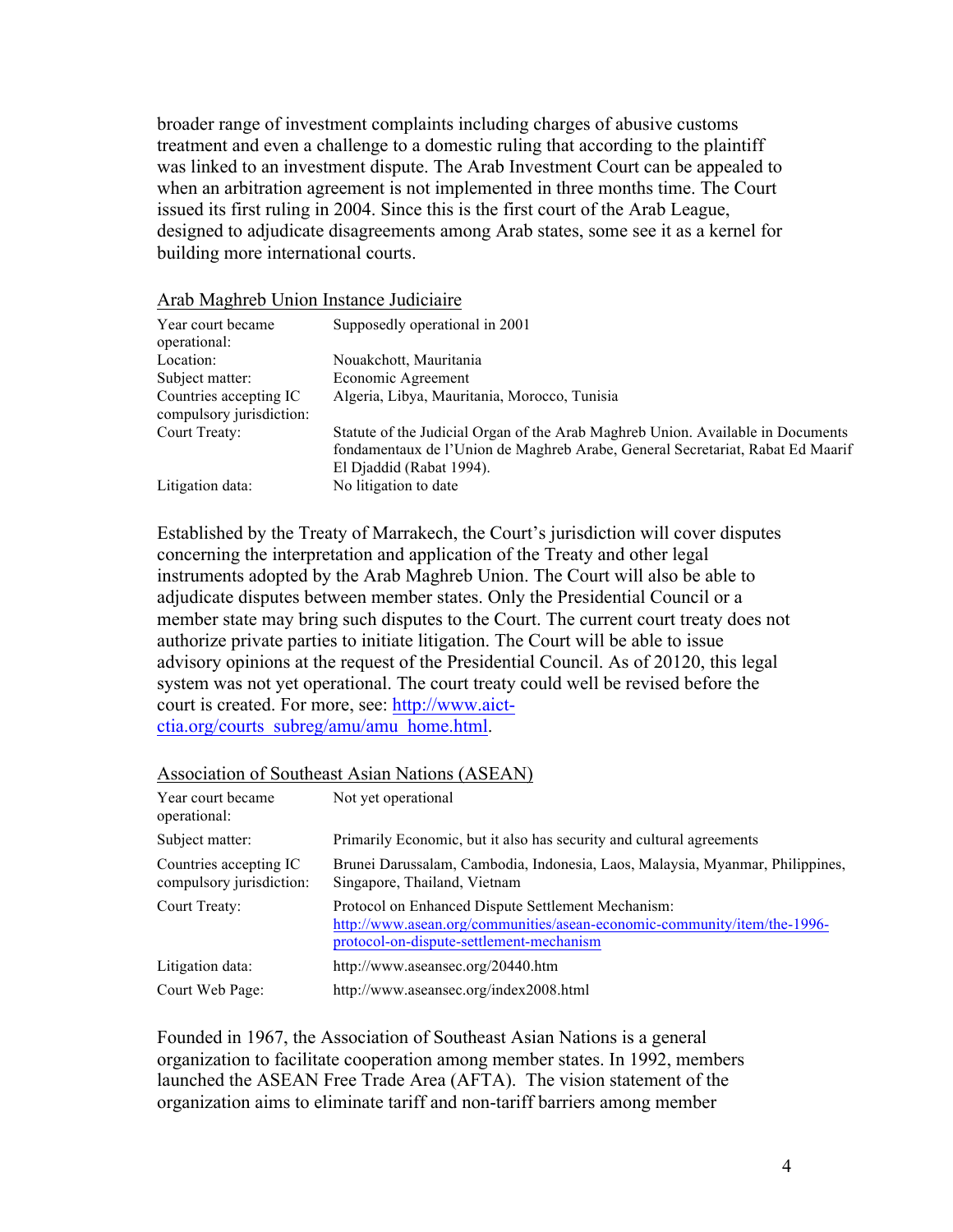broader range of investment complaints including charges of abusive customs treatment and even a challenge to a domestic ruling that according to the plaintiff was linked to an investment dispute. The Arab Investment Court can be appealed to when an arbitration agreement is not implemented in three months time. The Court issued its first ruling in 2004. Since this is the first court of the Arab League, designed to adjudicate disagreements among Arab states, some see it as a kernel for building more international courts.

Arab Maghreb Union Instance Judiciaire

| | |
|---|---|
| Year court became operational: | Supposedly operational in 2001 |
| Location: | Nouakchott, Mauritania |
| Subject matter: | Economic Agreement |
| Countries accepting IC compulsory jurisdiction: | Algeria, Libya, Mauritania, Morocco, Tunisia |
| Court Treaty: | Statute of the Judicial Organ of the Arab Maghreb Union. Available in Documents fondamentaux de l'Union de Maghreb Arabe, General Secretariat, Rabat Ed Maarif El Djaddid (Rabat 1994). |
| Litigation data: | No litigation to date |

Established by the Treaty of Marrakech, the Court's jurisdiction will cover disputes concerning the interpretation and application of the Treaty and other legal instruments adopted by the Arab Maghreb Union. The Court will also be able to adjudicate disputes between member states. Only the Presidential Council or a member state may bring such disputes to the Court. The current court treaty does not authorize private parties to initiate litigation. The Court will be able to issue advisory opinions at the request of the Presidential Council. As of 20120, this legal system was not yet operational. The court treaty could well be revised before the court is created. For more, see: http://www.aict-ctia.org/courts_subreg/amu/amu_home.html.

Association of Southeast Asian Nations (ASEAN)

| | |
|---|---|
| Year court became operational: | Not yet operational |
| Subject matter: | Primarily Economic, but it also has security and cultural agreements |
| Countries accepting IC compulsory jurisdiction: | Brunei Darussalam, Cambodia, Indonesia, Laos, Malaysia, Myanmar, Philippines, Singapore, Thailand, Vietnam |
| Court Treaty: | Protocol on Enhanced Dispute Settlement Mechanism: http://www.asean.org/communities/asean-economic-community/item/the-1996-protocol-on-dispute-settlement-mechanism |
| Litigation data: | http://www.aseansec.org/20440.htm |
| Court Web Page: | http://www.aseansec.org/index2008.html |

Founded in 1967, the Association of Southeast Asian Nations is a general organization to facilitate cooperation among member states. In 1992, members launched the ASEAN Free Trade Area (AFTA). The vision statement of the organization aims to eliminate tariff and non-tariff barriers among member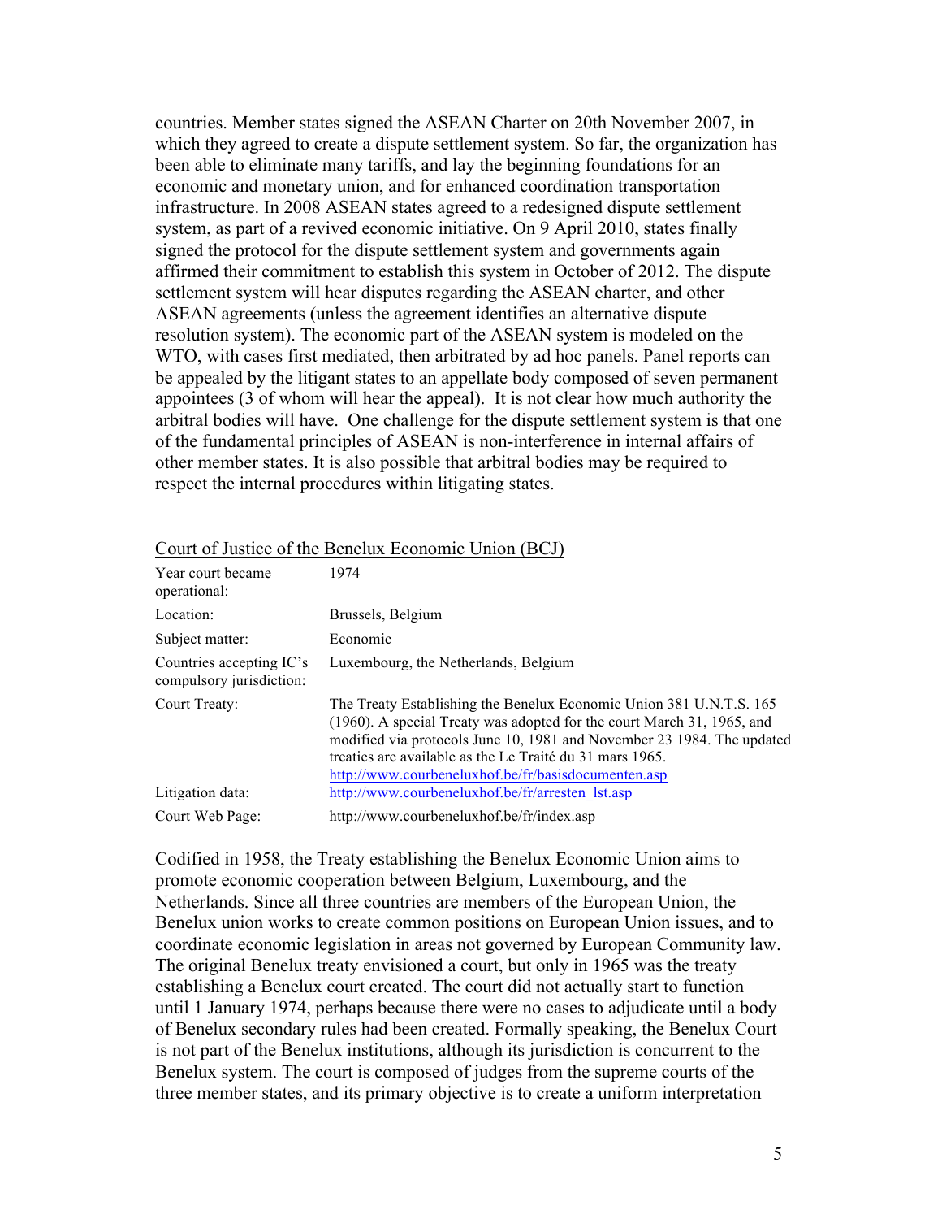countries. Member states signed the ASEAN Charter on 20th November 2007, in which they agreed to create a dispute settlement system. So far, the organization has been able to eliminate many tariffs, and lay the beginning foundations for an economic and monetary union, and for enhanced coordination transportation infrastructure. In 2008 ASEAN states agreed to a redesigned dispute settlement system, as part of a revived economic initiative. On 9 April 2010, states finally signed the protocol for the dispute settlement system and governments again affirmed their commitment to establish this system in October of 2012. The dispute settlement system will hear disputes regarding the ASEAN charter, and other ASEAN agreements (unless the agreement identifies an alternative dispute resolution system). The economic part of the ASEAN system is modeled on the WTO, with cases first mediated, then arbitrated by ad hoc panels. Panel reports can be appealed by the litigant states to an appellate body composed of seven permanent appointees (3 of whom will hear the appeal). It is not clear how much authority the arbitral bodies will have. One challenge for the dispute settlement system is that one of the fundamental principles of ASEAN is non-interference in internal affairs of other member states. It is also possible that arbitral bodies may be required to respect the internal procedures within litigating states.

## Court of Justice of the Benelux Economic Union (BCJ)

| | |
|---|---|
| Year court became operational: | 1974 |
| Location: | Brussels, Belgium |
| Subject matter: | Economic |
| Countries accepting IC's compulsory jurisdiction: | Luxembourg, the Netherlands, Belgium |
| Court Treaty: | The Treaty Establishing the Benelux Economic Union 381 U.N.T.S. 165 (1960). A special Treaty was adopted for the court March 31, 1965, and modified via protocols June 10, 1981 and November 23 1984. The updated treaties are available as the Le Traité du 31 mars 1965. http://www.courbeneluxhof.be/fr/basisdocumenten.asp |
| Litigation data: | http://www.courbeneluxhof.be/fr/arresten_lst.asp |
| Court Web Page: | http://www.courbeneluxhof.be/fr/index.asp |

Codified in 1958, the Treaty establishing the Benelux Economic Union aims to promote economic cooperation between Belgium, Luxembourg, and the Netherlands. Since all three countries are members of the European Union, the Benelux union works to create common positions on European Union issues, and to coordinate economic legislation in areas not governed by European Community law. The original Benelux treaty envisioned a court, but only in 1965 was the treaty establishing a Benelux court created. The court did not actually start to function until 1 January 1974, perhaps because there were no cases to adjudicate until a body of Benelux secondary rules had been created. Formally speaking, the Benelux Court is not part of the Benelux institutions, although its jurisdiction is concurrent to the Benelux system. The court is composed of judges from the supreme courts of the three member states, and its primary objective is to create a uniform interpretation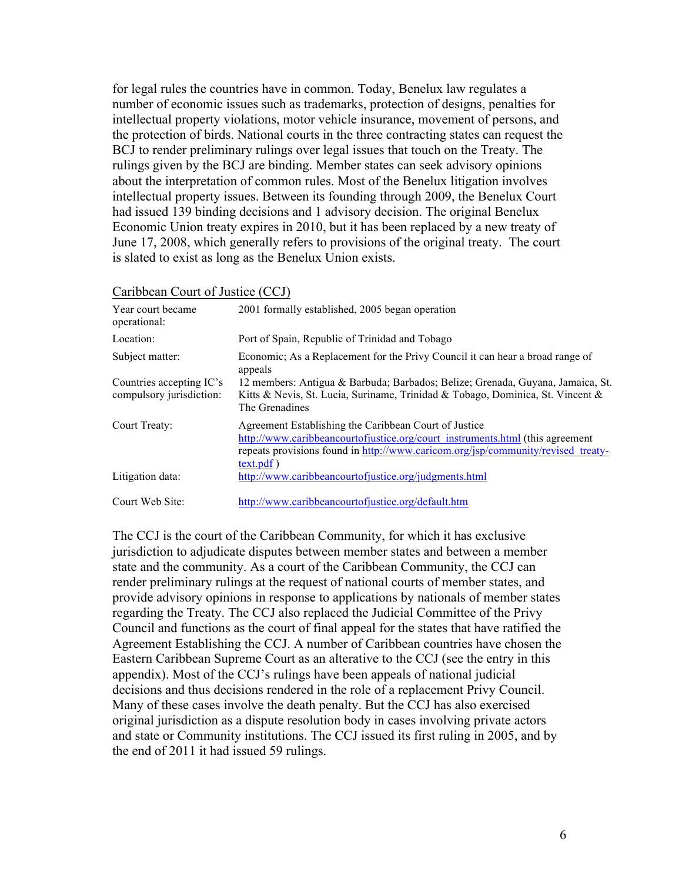for legal rules the countries have in common. Today, Benelux law regulates a number of economic issues such as trademarks, protection of designs, penalties for intellectual property violations, motor vehicle insurance, movement of persons, and the protection of birds. National courts in the three contracting states can request the BCJ to render preliminary rulings over legal issues that touch on the Treaty. The rulings given by the BCJ are binding. Member states can seek advisory opinions about the interpretation of common rules. Most of the Benelux litigation involves intellectual property issues. Between its founding through 2009, the Benelux Court had issued 139 binding decisions and 1 advisory decision. The original Benelux Economic Union treaty expires in 2010, but it has been replaced by a new treaty of June 17, 2008, which generally refers to provisions of the original treaty. The court is slated to exist as long as the Benelux Union exists.

Caribbean Court of Justice (CCJ)

| | |
|---|---|
| Year court became operational: | 2001 formally established, 2005 began operation |
| Location: | Port of Spain, Republic of Trinidad and Tobago |
| Subject matter: | Economic; As a Replacement for the Privy Council it can hear a broad range of appeals |
| Countries accepting IC's compulsory jurisdiction: | 12 members: Antigua & Barbuda; Barbados; Belize; Grenada, Guyana, Jamaica, St. Kitts & Nevis, St. Lucia, Suriname, Trinidad & Tobago, Dominica, St. Vincent & The Grenadines |
| Court Treaty: | Agreement Establishing the Caribbean Court of Justice http://www.caribbeancourtofjustice.org/court_instruments.html (this agreement repeats provisions found in http://www.caricom.org/jsp/community/revised_treaty-text.pdf ) |
| Litigation data: | http://www.caribbeancourtofjustice.org/judgments.html |
| Court Web Site: | http://www.caribbeancourtofjustice.org/default.htm |

The CCJ is the court of the Caribbean Community, for which it has exclusive jurisdiction to adjudicate disputes between member states and between a member state and the community. As a court of the Caribbean Community, the CCJ can render preliminary rulings at the request of national courts of member states, and provide advisory opinions in response to applications by nationals of member states regarding the Treaty. The CCJ also replaced the Judicial Committee of the Privy Council and functions as the court of final appeal for the states that have ratified the Agreement Establishing the CCJ. A number of Caribbean countries have chosen the Eastern Caribbean Supreme Court as an alterative to the CCJ (see the entry in this appendix). Most of the CCJ's rulings have been appeals of national judicial decisions and thus decisions rendered in the role of a replacement Privy Council. Many of these cases involve the death penalty. But the CCJ has also exercised original jurisdiction as a dispute resolution body in cases involving private actors and state or Community institutions. The CCJ issued its first ruling in 2005, and by the end of 2011 it had issued 59 rulings.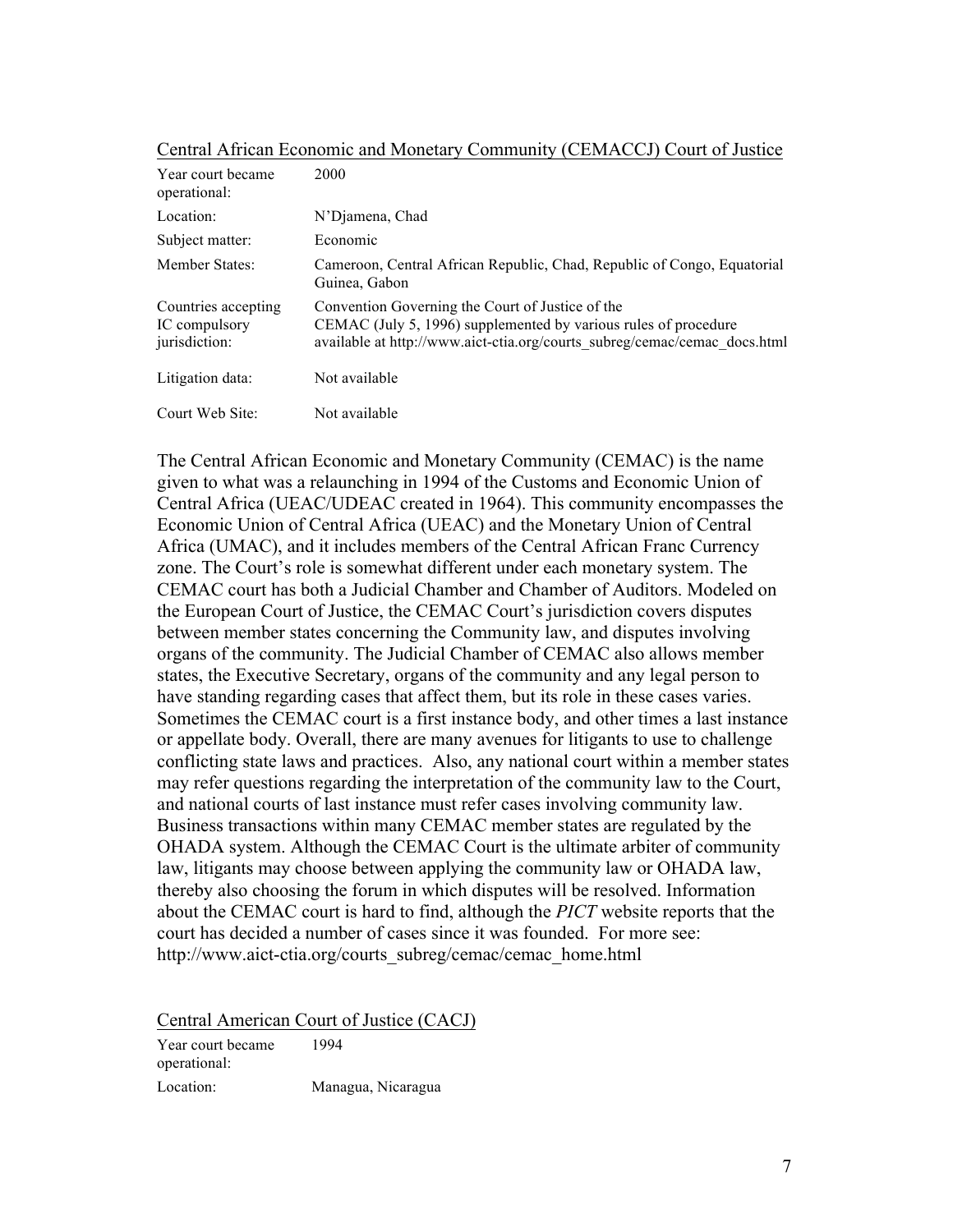## Central African Economic and Monetary Community (CEMACCJ) Court of Justice

| | |
|---|---|
| Year court became operational: | 2000 |
| Location: | N'Djamena, Chad |
| Subject matter: | Economic |
| Member States: | Cameroon, Central African Republic, Chad, Republic of Congo, Equatorial Guinea, Gabon |
| Countries accepting IC compulsory jurisdiction: | Convention Governing the Court of Justice of the CEMAC (July 5, 1996) supplemented by various rules of procedure available at http://www.aict-ctia.org/courts_subreg/cemac/cemac_docs.html |
| Litigation data: | Not available |
| Court Web Site: | Not available |

The Central African Economic and Monetary Community (CEMAC) is the name given to what was a relaunching in 1994 of the Customs and Economic Union of Central Africa (UEAC/UDEAC created in 1964). This community encompasses the Economic Union of Central Africa (UEAC) and the Monetary Union of Central Africa (UMAC), and it includes members of the Central African Franc Currency zone. The Court's role is somewhat different under each monetary system. The CEMAC court has both a Judicial Chamber and Chamber of Auditors. Modeled on the European Court of Justice, the CEMAC Court's jurisdiction covers disputes between member states concerning the Community law, and disputes involving organs of the community. The Judicial Chamber of CEMAC also allows member states, the Executive Secretary, organs of the community and any legal person to have standing regarding cases that affect them, but its role in these cases varies. Sometimes the CEMAC court is a first instance body, and other times a last instance or appellate body. Overall, there are many avenues for litigants to use to challenge conflicting state laws and practices. Also, any national court within a member states may refer questions regarding the interpretation of the community law to the Court, and national courts of last instance must refer cases involving community law. Business transactions within many CEMAC member states are regulated by the OHADA system. Although the CEMAC Court is the ultimate arbiter of community law, litigants may choose between applying the community law or OHADA law, thereby also choosing the forum in which disputes will be resolved. Information about the CEMAC court is hard to find, although the *PICT* website reports that the court has decided a number of cases since it was founded. For more see: http://www.aict-ctia.org/courts_subreg/cemac/cemac_home.html

## Central American Court of Justice (CACJ)

| | |
|---|---|
| Year court became operational: | 1994 |
| Location: | Managua, Nicaragua |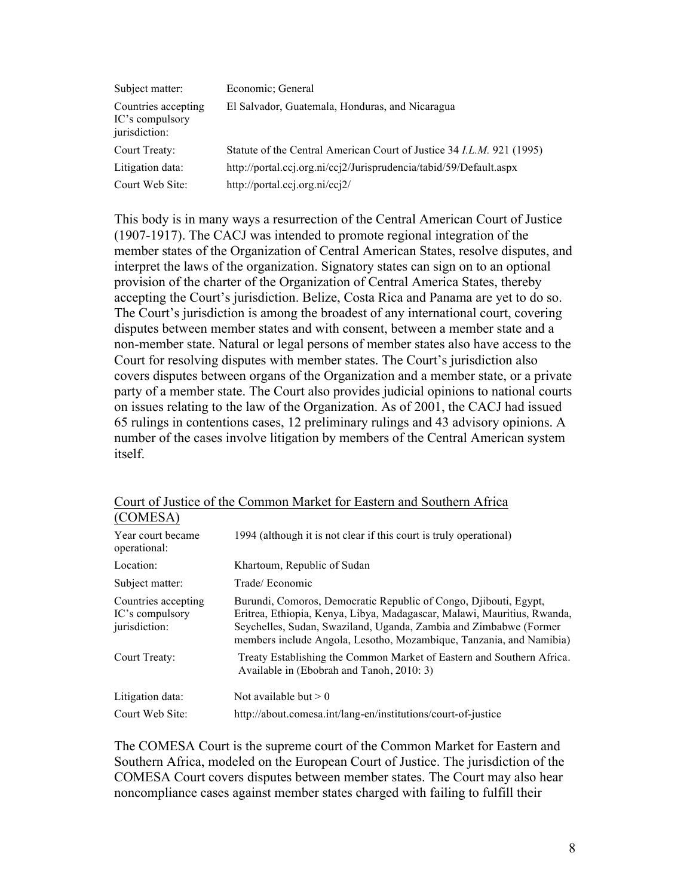| | |
|---|---|
| Subject matter: | Economic; General |
| Countries accepting IC's compulsory jurisdiction: | El Salvador, Guatemala, Honduras, and Nicaragua |
| Court Treaty: | Statute of the Central American Court of Justice 34 *I.L.M.* 921 (1995) |
| Litigation data: | http://portal.ccj.org.ni/ccj2/Jurisprudencia/tabid/59/Default.aspx |
| Court Web Site: | http://portal.ccj.org.ni/ccj2/ |

This body is in many ways a resurrection of the Central American Court of Justice (1907-1917). The CACJ was intended to promote regional integration of the member states of the Organization of Central American States, resolve disputes, and interpret the laws of the organization. Signatory states can sign on to an optional provision of the charter of the Organization of Central America States, thereby accepting the Court's jurisdiction. Belize, Costa Rica and Panama are yet to do so. The Court's jurisdiction is among the broadest of any international court, covering disputes between member states and with consent, between a member state and a non-member state. Natural or legal persons of member states also have access to the Court for resolving disputes with member states. The Court's jurisdiction also covers disputes between organs of the Organization and a member state, or a private party of a member state. The Court also provides judicial opinions to national courts on issues relating to the law of the Organization. As of 2001, the CACJ had issued 65 rulings in contentions cases, 12 preliminary rulings and 43 advisory opinions. A number of the cases involve litigation by members of the Central American system itself.

<u>Court of Justice of the Common Market for Eastern and Southern Africa (COMESA)</u>

| | |
|---|---|
| Year court became operational: | 1994 (although it is not clear if this court is truly operational) |
| Location: | Khartoum, Republic of Sudan |
| Subject matter: | Trade/ Economic |
| Countries accepting IC's compulsory jurisdiction: | Burundi, Comoros, Democratic Republic of Congo, Djibouti, Egypt, Eritrea, Ethiopia, Kenya, Libya, Madagascar, Malawi, Mauritius, Rwanda, Seychelles, Sudan, Swaziland, Uganda, Zambia and Zimbabwe (Former members include Angola, Lesotho, Mozambique, Tanzania, and Namibia) |
| Court Treaty: | Treaty Establishing the Common Market of Eastern and Southern Africa. Available in (Ebobrah and Tanoh, 2010: 3) |
| Litigation data: | Not available but > 0 |
| Court Web Site: | http://about.comesa.int/lang-en/institutions/court-of-justice |

The COMESA Court is the supreme court of the Common Market for Eastern and Southern Africa, modeled on the European Court of Justice. The jurisdiction of the COMESA Court covers disputes between member states. The Court may also hear noncompliance cases against member states charged with failing to fulfill their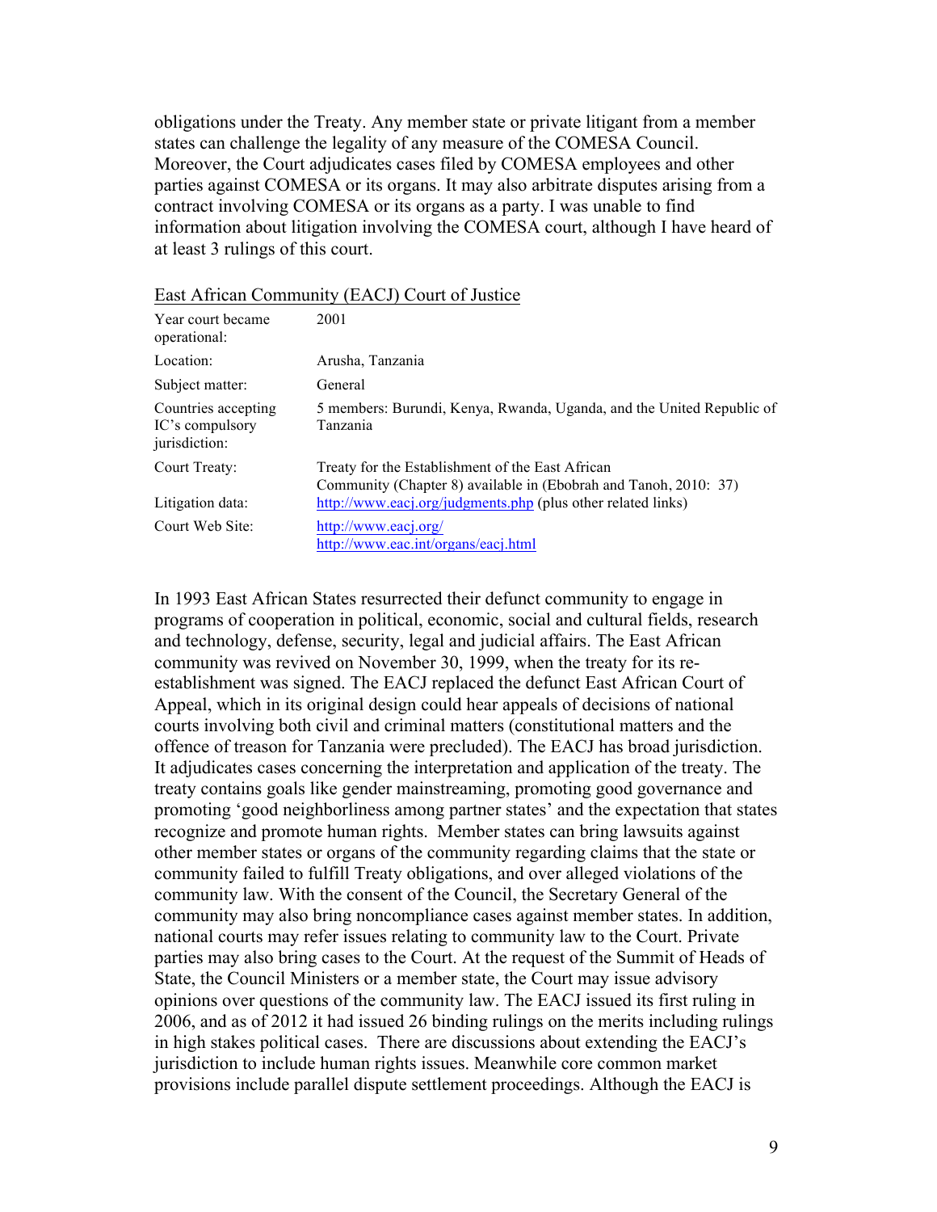obligations under the Treaty. Any member state or private litigant from a member states can challenge the legality of any measure of the COMESA Council. Moreover, the Court adjudicates cases filed by COMESA employees and other parties against COMESA or its organs. It may also arbitrate disputes arising from a contract involving COMESA or its organs as a party. I was unable to find information about litigation involving the COMESA court, although I have heard of at least 3 rulings of this court.

East African Community (EACJ) Court of Justice

| | |
|---|---|
| Year court became operational: | 2001 |
| Location: | Arusha, Tanzania |
| Subject matter: | General |
| Countries accepting IC's compulsory jurisdiction: | 5 members: Burundi, Kenya, Rwanda, Uganda, and the United Republic of Tanzania |
| Court Treaty: | Treaty for the Establishment of the East African Community (Chapter 8) available in (Ebobrah and Tanoh, 2010: 37) |
| Litigation data: | http://www.eacj.org/judgments.php (plus other related links) |
| Court Web Site: | http://www.eacj.org/ http://www.eac.int/organs/eacj.html |

In 1993 East African States resurrected their defunct community to engage in programs of cooperation in political, economic, social and cultural fields, research and technology, defense, security, legal and judicial affairs. The East African community was revived on November 30, 1999, when the treaty for its re-establishment was signed. The EACJ replaced the defunct East African Court of Appeal, which in its original design could hear appeals of decisions of national courts involving both civil and criminal matters (constitutional matters and the offence of treason for Tanzania were precluded). The EACJ has broad jurisdiction. It adjudicates cases concerning the interpretation and application of the treaty. The treaty contains goals like gender mainstreaming, promoting good governance and promoting 'good neighborliness among partner states' and the expectation that states recognize and promote human rights. Member states can bring lawsuits against other member states or organs of the community regarding claims that the state or community failed to fulfill Treaty obligations, and over alleged violations of the community law. With the consent of the Council, the Secretary General of the community may also bring noncompliance cases against member states. In addition, national courts may refer issues relating to community law to the Court. Private parties may also bring cases to the Court. At the request of the Summit of Heads of State, the Council Ministers or a member state, the Court may issue advisory opinions over questions of the community law. The EACJ issued its first ruling in 2006, and as of 2012 it had issued 26 binding rulings on the merits including rulings in high stakes political cases. There are discussions about extending the EACJ's jurisdiction to include human rights issues. Meanwhile core common market provisions include parallel dispute settlement proceedings. Although the EACJ is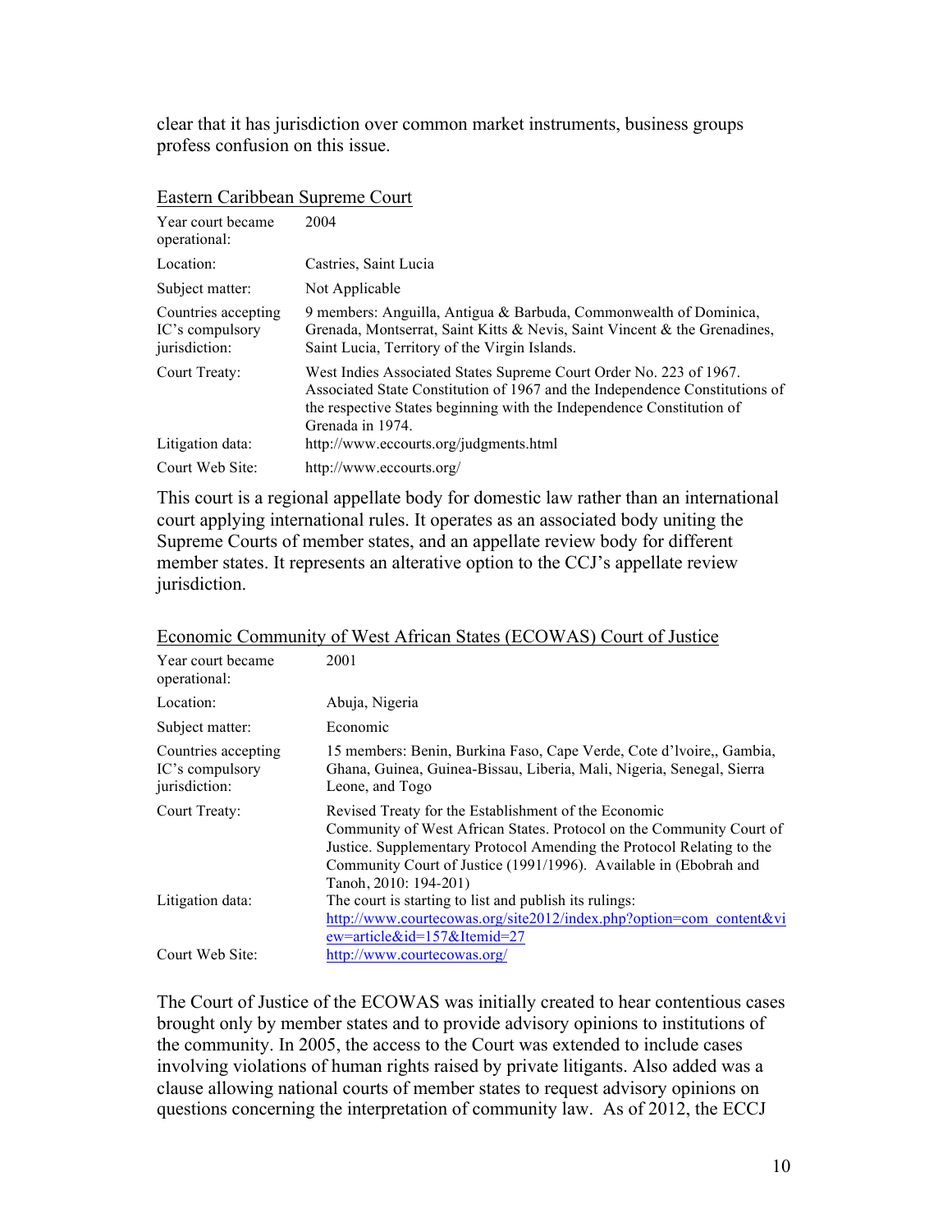clear that it has jurisdiction over common market instruments, business groups profess confusion on this issue.

Eastern Caribbean Supreme Court

| | |
|---|---|
| Year court became operational: | 2004 |
| Location: | Castries, Saint Lucia |
| Subject matter: | Not Applicable |
| Countries accepting IC's compulsory jurisdiction: | 9 members: Anguilla, Antigua & Barbuda, Commonwealth of Dominica, Grenada, Montserrat, Saint Kitts & Nevis, Saint Vincent & the Grenadines, Saint Lucia, Territory of the Virgin Islands. |
| Court Treaty: | West Indies Associated States Supreme Court Order No. 223 of 1967. Associated State Constitution of 1967 and the Independence Constitutions of the respective States beginning with the Independence Constitution of Grenada in 1974. |
| Litigation data: | http://www.eccourts.org/judgments.html |
| Court Web Site: | http://www.eccourts.org/ |

This court is a regional appellate body for domestic law rather than an international court applying international rules. It operates as an associated body uniting the Supreme Courts of member states, and an appellate review body for different member states. It represents an alterative option to the CCJ's appellate review jurisdiction.

Economic Community of West African States (ECOWAS) Court of Justice

| | |
|---|---|
| Year court became operational: | 2001 |
| Location: | Abuja, Nigeria |
| Subject matter: | Economic |
| Countries accepting IC's compulsory jurisdiction: | 15 members: Benin, Burkina Faso, Cape Verde, Cote d'lvoire,, Gambia, Ghana, Guinea, Guinea-Bissau, Liberia, Mali, Nigeria, Senegal, Sierra Leone, and Togo |
| Court Treaty: | Revised Treaty for the Establishment of the Economic Community of West African States. Protocol on the Community Court of Justice. Supplementary Protocol Amending the Protocol Relating to the Community Court of Justice (1991/1996). Available in (Ebobrah and Tanoh, 2010: 194-201) |
| Litigation data: | The court is starting to list and publish its rulings: http://www.courtecowas.org/site2012/index.php?option=com_content&view=article&id=157&Itemid=27 |
| Court Web Site: | http://www.courtecowas.org/ |

The Court of Justice of the ECOWAS was initially created to hear contentious cases brought only by member states and to provide advisory opinions to institutions of the community. In 2005, the access to the Court was extended to include cases involving violations of human rights raised by private litigants. Also added was a clause allowing national courts of member states to request advisory opinions on questions concerning the interpretation of community law. As of 2012, the ECCJ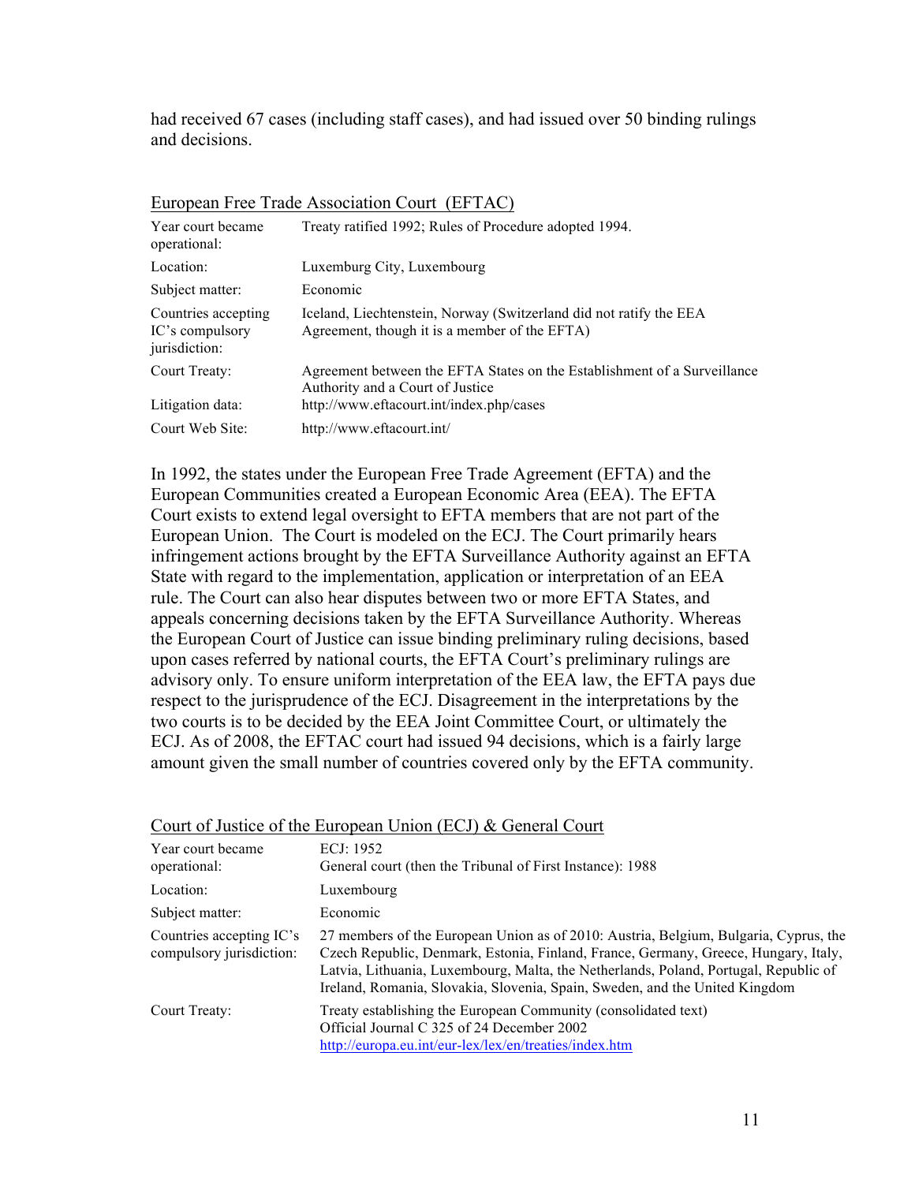had received 67 cases (including staff cases), and had issued over 50 binding rulings and decisions.

European Free Trade Association Court (EFTAC)

| | |
|---|---|
| Year court became operational: | Treaty ratified 1992; Rules of Procedure adopted 1994. |
| Location: | Luxemburg City, Luxembourg |
| Subject matter: | Economic |
| Countries accepting IC's compulsory jurisdiction: | Iceland, Liechtenstein, Norway (Switzerland did not ratify the EEA Agreement, though it is a member of the EFTA) |
| Court Treaty: | Agreement between the EFTA States on the Establishment of a Surveillance Authority and a Court of Justice |
| Litigation data: | http://www.eftacourt.int/index.php/cases |
| Court Web Site: | http://www.eftacourt.int/ |

In 1992, the states under the European Free Trade Agreement (EFTA) and the European Communities created a European Economic Area (EEA). The EFTA Court exists to extend legal oversight to EFTA members that are not part of the European Union. The Court is modeled on the ECJ. The Court primarily hears infringement actions brought by the EFTA Surveillance Authority against an EFTA State with regard to the implementation, application or interpretation of an EEA rule. The Court can also hear disputes between two or more EFTA States, and appeals concerning decisions taken by the EFTA Surveillance Authority. Whereas the European Court of Justice can issue binding preliminary ruling decisions, based upon cases referred by national courts, the EFTA Court's preliminary rulings are advisory only. To ensure uniform interpretation of the EEA law, the EFTA pays due respect to the jurisprudence of the ECJ. Disagreement in the interpretations by the two courts is to be decided by the EEA Joint Committee Court, or ultimately the ECJ. As of 2008, the EFTAC court had issued 94 decisions, which is a fairly large amount given the small number of countries covered only by the EFTA community.

Court of Justice of the European Union (ECJ) & General Court

| | |
|---|---|
| Year court became operational: | ECJ: 1952<br>General court (then the Tribunal of First Instance): 1988 |
| Location: | Luxembourg |
| Subject matter: | Economic |
| Countries accepting IC's compulsory jurisdiction: | 27 members of the European Union as of 2010: Austria, Belgium, Bulgaria, Cyprus, the Czech Republic, Denmark, Estonia, Finland, France, Germany, Greece, Hungary, Italy, Latvia, Lithuania, Luxembourg, Malta, the Netherlands, Poland, Portugal, Republic of Ireland, Romania, Slovakia, Slovenia, Spain, Sweden, and the United Kingdom |
| Court Treaty: | Treaty establishing the European Community (consolidated text)<br>Official Journal C 325 of 24 December 2002<br>http://europa.eu.int/eur-lex/lex/en/treaties/index.htm |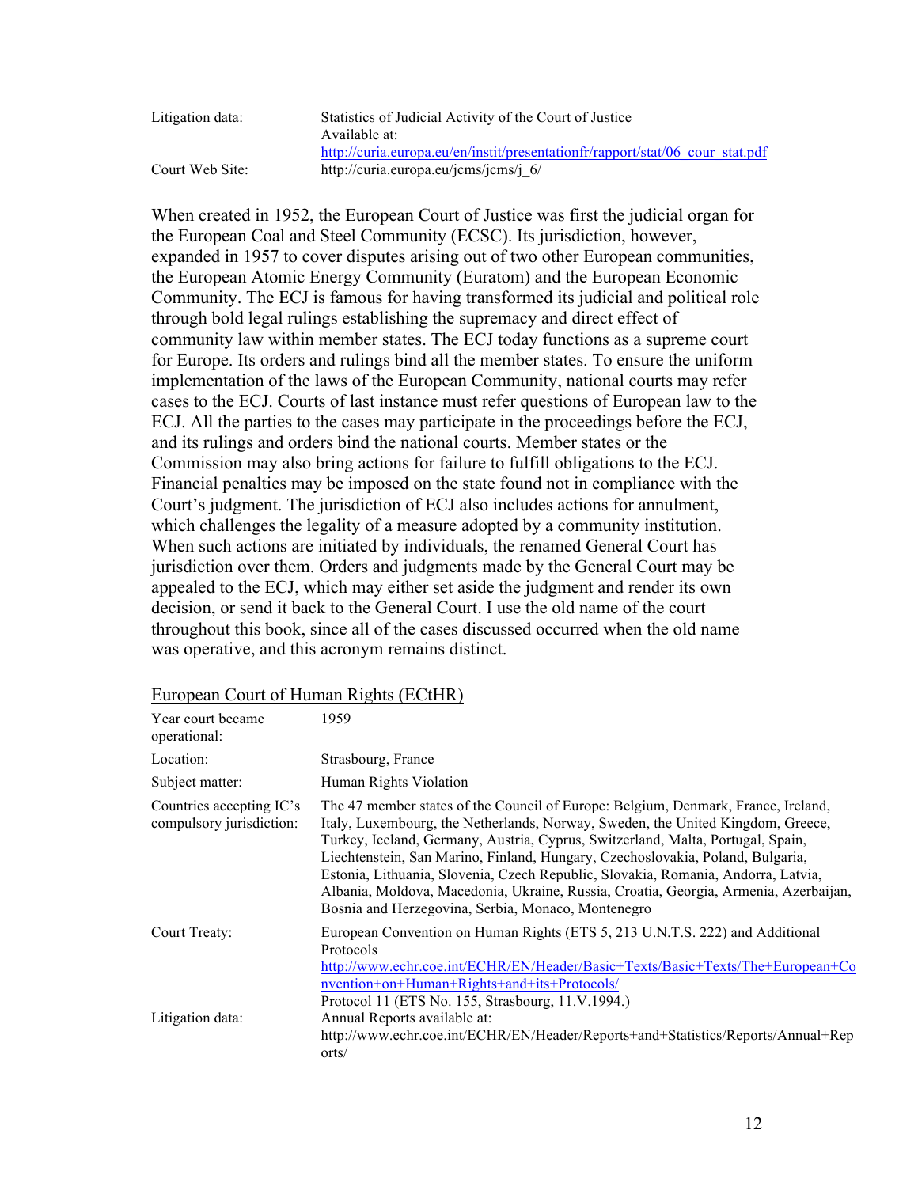| | |
|---|---|
| Litigation data: | Statistics of Judicial Activity of the Court of Justice<br>Available at:<br>http://curia.europa.eu/en/instit/presentationfr/rapport/stat/06_cour_stat.pdf |
| Court Web Site: | http://curia.europa.eu/jcms/jcms/j_6/ |

When created in 1952, the European Court of Justice was first the judicial organ for the European Coal and Steel Community (ECSC). Its jurisdiction, however, expanded in 1957 to cover disputes arising out of two other European communities, the European Atomic Energy Community (Euratom) and the European Economic Community. The ECJ is famous for having transformed its judicial and political role through bold legal rulings establishing the supremacy and direct effect of community law within member states. The ECJ today functions as a supreme court for Europe. Its orders and rulings bind all the member states. To ensure the uniform implementation of the laws of the European Community, national courts may refer cases to the ECJ. Courts of last instance must refer questions of European law to the ECJ. All the parties to the cases may participate in the proceedings before the ECJ, and its rulings and orders bind the national courts. Member states or the Commission may also bring actions for failure to fulfill obligations to the ECJ. Financial penalties may be imposed on the state found not in compliance with the Court's judgment. The jurisdiction of ECJ also includes actions for annulment, which challenges the legality of a measure adopted by a community institution. When such actions are initiated by individuals, the renamed General Court has jurisdiction over them. Orders and judgments made by the General Court may be appealed to the ECJ, which may either set aside the judgment and render its own decision, or send it back to the General Court. I use the old name of the court throughout this book, since all of the cases discussed occurred when the old name was operative, and this acronym remains distinct.

## European Court of Human Rights (ECtHR)

| | |
|---|---|
| Year court became operational: | 1959 |
| Location: | Strasbourg, France |
| Subject matter: | Human Rights Violation |
| Countries accepting IC's compulsory jurisdiction: | The 47 member states of the Council of Europe: Belgium, Denmark, France, Ireland, Italy, Luxembourg, the Netherlands, Norway, Sweden, the United Kingdom, Greece, Turkey, Iceland, Germany, Austria, Cyprus, Switzerland, Malta, Portugal, Spain, Liechtenstein, San Marino, Finland, Hungary, Czechoslovakia, Poland, Bulgaria, Estonia, Lithuania, Slovenia, Czech Republic, Slovakia, Romania, Andorra, Latvia, Albania, Moldova, Macedonia, Ukraine, Russia, Croatia, Georgia, Armenia, Azerbaijan, Bosnia and Herzegovina, Serbia, Monaco, Montenegro |
| Court Treaty: | European Convention on Human Rights (ETS 5, 213 U.N.T.S. 222) and Additional Protocols<br>http://www.echr.coe.int/ECHR/EN/Header/Basic+Texts/Basic+Texts/The+European+Convention+on+Human+Rights+and+its+Protocols/<br>Protocol 11 (ETS No. 155, Strasbourg, 11.V.1994.) |
| Litigation data: | Annual Reports available at:<br>http://www.echr.coe.int/ECHR/EN/Header/Reports+and+Statistics/Reports/Annual+Reports/ |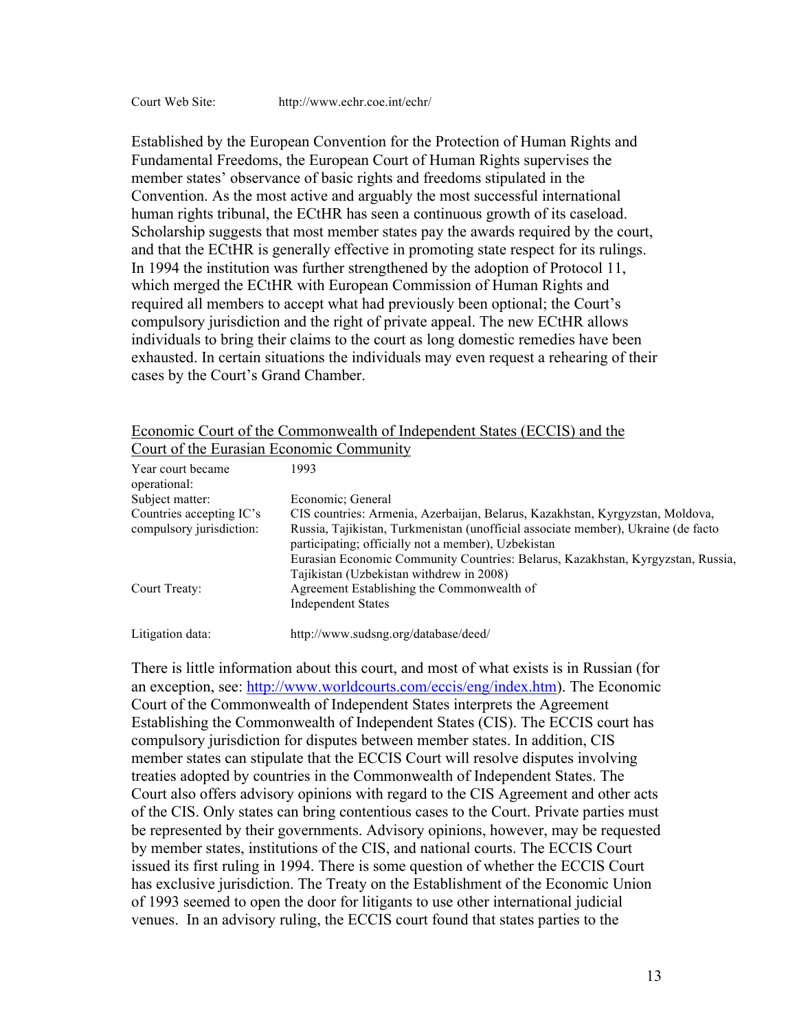Court Web Site: http://www.echr.coe.int/echr/

Established by the European Convention for the Protection of Human Rights and Fundamental Freedoms, the European Court of Human Rights supervises the member states' observance of basic rights and freedoms stipulated in the Convention. As the most active and arguably the most successful international human rights tribunal, the ECtHR has seen a continuous growth of its caseload. Scholarship suggests that most member states pay the awards required by the court, and that the ECtHR is generally effective in promoting state respect for its rulings. In 1994 the institution was further strengthened by the adoption of Protocol 11, which merged the ECtHR with European Commission of Human Rights and required all members to accept what had previously been optional; the Court's compulsory jurisdiction and the right of private appeal. The new ECtHR allows individuals to bring their claims to the court as long domestic remedies have been exhausted. In certain situations the individuals may even request a rehearing of their cases by the Court's Grand Chamber.

<u>Economic Court of the Commonwealth of Independent States (ECCIS) and the Court of the Eurasian Economic Community</u>

| | |
|---|---|
| Year court became operational: | 1993 |
| Subject matter: | Economic; General |
| Countries accepting IC's compulsory jurisdiction: | CIS countries: Armenia, Azerbaijan, Belarus, Kazakhstan, Kyrgyzstan, Moldova, Russia, Tajikistan, Turkmenistan (unofficial associate member), Ukraine (de facto participating; officially not a member), Uzbekistan<br>Eurasian Economic Community Countries: Belarus, Kazakhstan, Kyrgyzstan, Russia, Tajikistan (Uzbekistan withdrew in 2008) |
| Court Treaty: | Agreement Establishing the Commonwealth of Independent States |
| Litigation data: | http://www.sudsng.org/database/deed/ |

There is little information about this court, and most of what exists is in Russian (for an exception, see: http://www.worldcourts.com/eccis/eng/index.htm). The Economic Court of the Commonwealth of Independent States interprets the Agreement Establishing the Commonwealth of Independent States (CIS). The ECCIS court has compulsory jurisdiction for disputes between member states. In addition, CIS member states can stipulate that the ECCIS Court will resolve disputes involving treaties adopted by countries in the Commonwealth of Independent States. The Court also offers advisory opinions with regard to the CIS Agreement and other acts of the CIS. Only states can bring contentious cases to the Court. Private parties must be represented by their governments. Advisory opinions, however, may be requested by member states, institutions of the CIS, and national courts. The ECCIS Court issued its first ruling in 1994. There is some question of whether the ECCIS Court has exclusive jurisdiction. The Treaty on the Establishment of the Economic Union of 1993 seemed to open the door for litigants to use other international judicial venues. In an advisory ruling, the ECCIS court found that states parties to the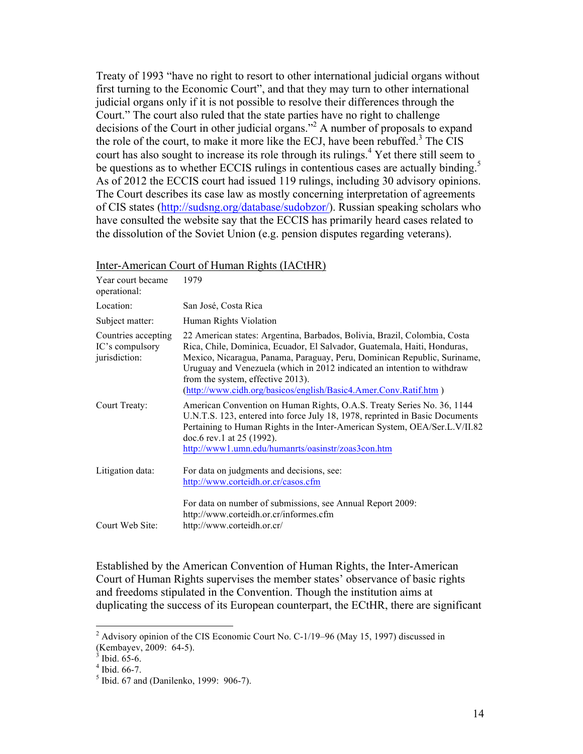Treaty of 1993 "have no right to resort to other international judicial organs without first turning to the Economic Court", and that they may turn to other international judicial organs only if it is not possible to resolve their differences through the Court." The court also ruled that the state parties have no right to challenge decisions of the Court in other judicial organs."[2] A number of proposals to expand the role of the court, to make it more like the ECJ, have been rebuffed.[3] The CIS court has also sought to increase its role through its rulings.[4] Yet there still seem to be questions as to whether ECCIS rulings in contentious cases are actually binding.[5] As of 2012 the ECCIS court had issued 119 rulings, including 30 advisory opinions. The Court describes its case law as mostly concerning interpretation of agreements of CIS states (http://sudsng.org/database/sudobzor/). Russian speaking scholars who have consulted the website say that the ECCIS has primarily heard cases related to the dissolution of the Soviet Union (e.g. pension disputes regarding veterans).

Inter-American Court of Human Rights (IACtHR)

| | |
|---|---|
| Year court became operational: | 1979 |
| Location: | San José, Costa Rica |
| Subject matter: | Human Rights Violation |
| Countries accepting IC's compulsory jurisdiction: | 22 American states: Argentina, Barbados, Bolivia, Brazil, Colombia, Costa Rica, Chile, Dominica, Ecuador, El Salvador, Guatemala, Haiti, Honduras, Mexico, Nicaragua, Panama, Paraguay, Peru, Dominican Republic, Suriname, Uruguay and Venezuela (which in 2012 indicated an intention to withdraw from the system, effective 2013). (http://www.cidh.org/basicos/english/Basic4.Amer.Conv.Ratif.htm ) |
| Court Treaty: | American Convention on Human Rights, O.A.S. Treaty Series No. 36, 1144 U.N.T.S. 123, entered into force July 18, 1978, reprinted in Basic Documents Pertaining to Human Rights in the Inter-American System, OEA/Ser.L.V/II.82 doc.6 rev.1 at 25 (1992). http://www1.umn.edu/humanrts/oasinstr/zoas3con.htm |
| Litigation data: | For data on judgments and decisions, see: http://www.corteidh.or.cr/casos.cfm<br><br>For data on number of submissions, see Annual Report 2009: http://www.corteidh.or.cr/informes.cfm |
| Court Web Site: | http://www.corteidh.or.cr/ |

Established by the American Convention of Human Rights, the Inter-American Court of Human Rights supervises the member states' observance of basic rights and freedoms stipulated in the Convention. Though the institution aims at duplicating the success of its European counterpart, the ECtHR, there are significant

---

[2] Advisory opinion of the CIS Economic Court No. C-1/19–96 (May 15, 1997) discussed in (Kembayev, 2009: 64-5).

[3] Ibid. 65-6.

[4] Ibid. 66-7.

[5] Ibid. 67 and (Danilenko, 1999: 906-7).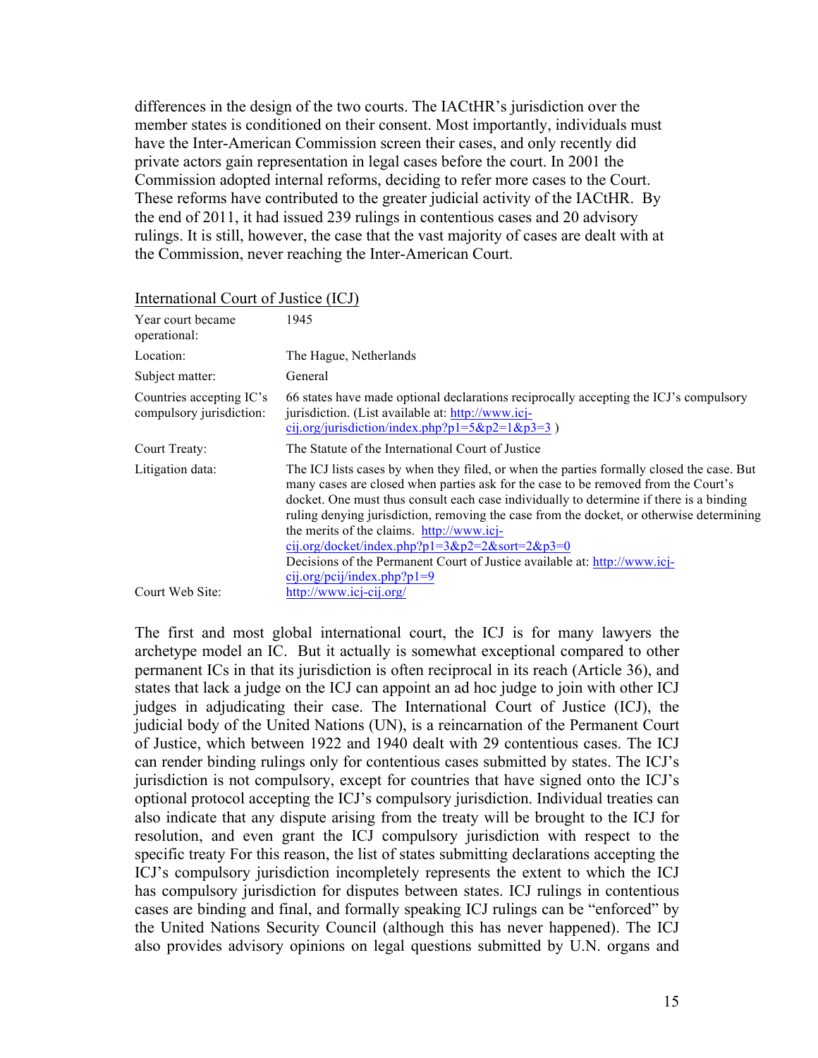differences in the design of the two courts. The IACtHR's jurisdiction over the member states is conditioned on their consent. Most importantly, individuals must have the Inter-American Commission screen their cases, and only recently did private actors gain representation in legal cases before the court. In 2001 the Commission adopted internal reforms, deciding to refer more cases to the Court. These reforms have contributed to the greater judicial activity of the IACtHR. By the end of 2011, it had issued 239 rulings in contentious cases and 20 advisory rulings. It is still, however, the case that the vast majority of cases are dealt with at the Commission, never reaching the Inter-American Court.

International Court of Justice (ICJ)

| | |
|---|---|
| Year court became operational: | 1945 |
| Location: | The Hague, Netherlands |
| Subject matter: | General |
| Countries accepting IC's compulsory jurisdiction: | 66 states have made optional declarations reciprocally accepting the ICJ's compulsory jurisdiction. (List available at: http://www.icj-cij.org/jurisdiction/index.php?p1=5&p2=1&p3=3 ) |
| Court Treaty: | The Statute of the International Court of Justice |
| Litigation data: | The ICJ lists cases by when they filed, or when the parties formally closed the case. But many cases are closed when parties ask for the case to be removed from the Court's docket. One must thus consult each case individually to determine if there is a binding ruling denying jurisdiction, removing the case from the docket, or otherwise determining the merits of the claims. http://www.icj-cij.org/docket/index.php?p1=3&p2=2&sort=2&p3=0 Decisions of the Permanent Court of Justice available at: http://www.icj-cij.org/pcij/index.php?p1=9 |
| Court Web Site: | http://www.icj-cij.org/ |

The first and most global international court, the ICJ is for many lawyers the archetype model an IC. But it actually is somewhat exceptional compared to other permanent ICs in that its jurisdiction is often reciprocal in its reach (Article 36), and states that lack a judge on the ICJ can appoint an ad hoc judge to join with other ICJ judges in adjudicating their case. The International Court of Justice (ICJ), the judicial body of the United Nations (UN), is a reincarnation of the Permanent Court of Justice, which between 1922 and 1940 dealt with 29 contentious cases. The ICJ can render binding rulings only for contentious cases submitted by states. The ICJ's jurisdiction is not compulsory, except for countries that have signed onto the ICJ's optional protocol accepting the ICJ's compulsory jurisdiction. Individual treaties can also indicate that any dispute arising from the treaty will be brought to the ICJ for resolution, and even grant the ICJ compulsory jurisdiction with respect to the specific treaty For this reason, the list of states submitting declarations accepting the ICJ's compulsory jurisdiction incompletely represents the extent to which the ICJ has compulsory jurisdiction for disputes between states. ICJ rulings in contentious cases are binding and final, and formally speaking ICJ rulings can be "enforced" by the United Nations Security Council (although this has never happened). The ICJ also provides advisory opinions on legal questions submitted by U.N. organs and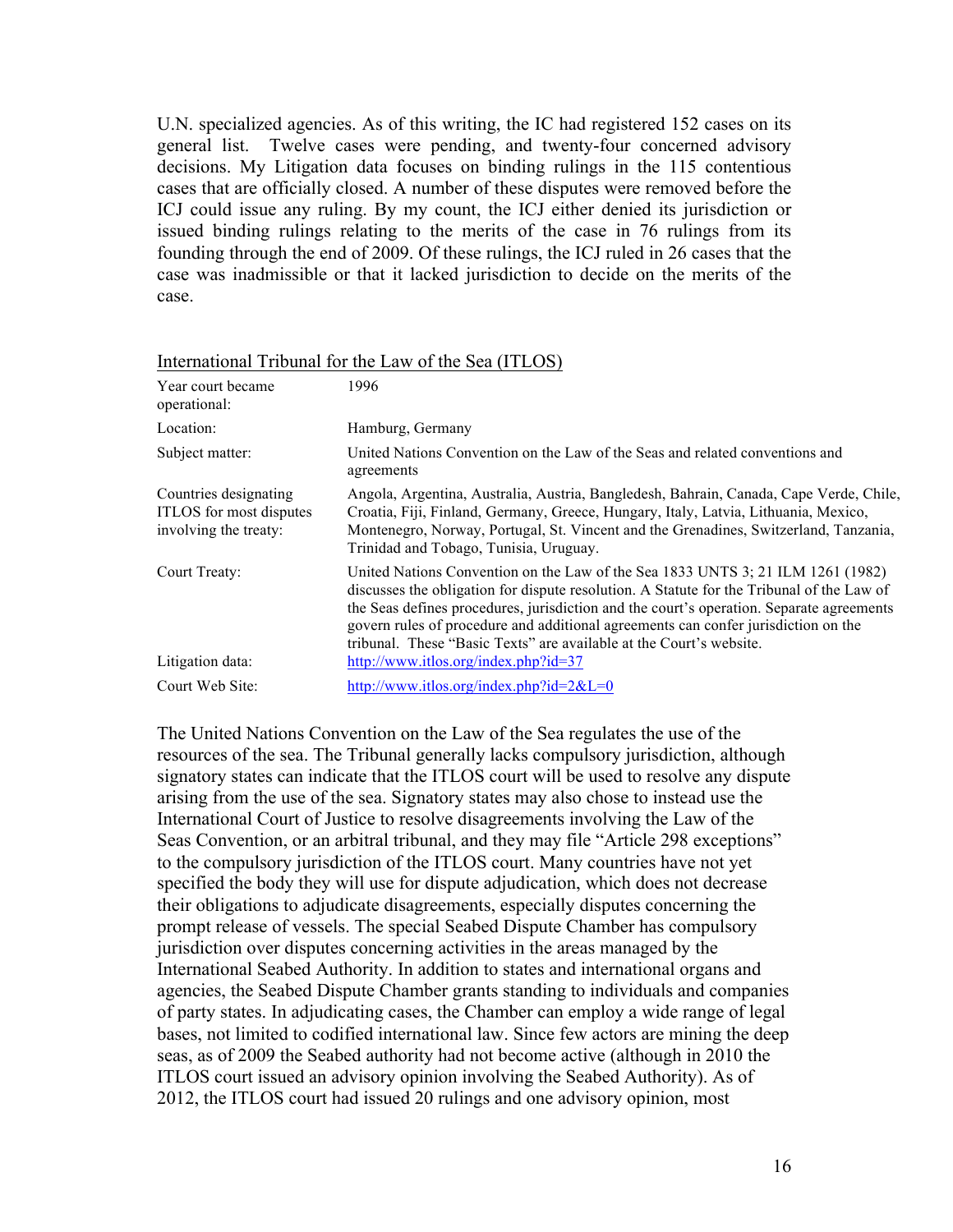U.N. specialized agencies. As of this writing, the IC had registered 152 cases on its general list. Twelve cases were pending, and twenty-four concerned advisory decisions. My Litigation data focuses on binding rulings in the 115 contentious cases that are officially closed. A number of these disputes were removed before the ICJ could issue any ruling. By my count, the ICJ either denied its jurisdiction or issued binding rulings relating to the merits of the case in 76 rulings from its founding through the end of 2009. Of these rulings, the ICJ ruled in 26 cases that the case was inadmissible or that it lacked jurisdiction to decide on the merits of the case.

International Tribunal for the Law of the Sea (ITLOS)

| | |
|---|---|
| Year court became operational: | 1996 |
| Location: | Hamburg, Germany |
| Subject matter: | United Nations Convention on the Law of the Seas and related conventions and agreements |
| Countries designating ITLOS for most disputes involving the treaty: | Angola, Argentina, Australia, Austria, Bangledesh, Bahrain, Canada, Cape Verde, Chile, Croatia, Fiji, Finland, Germany, Greece, Hungary, Italy, Latvia, Lithuania, Mexico, Montenegro, Norway, Portugal, St. Vincent and the Grenadines, Switzerland, Tanzania, Trinidad and Tobago, Tunisia, Uruguay. |
| Court Treaty: | United Nations Convention on the Law of the Sea 1833 UNTS 3; 21 ILM 1261 (1982) discusses the obligation for dispute resolution. A Statute for the Tribunal of the Law of the Seas defines procedures, jurisdiction and the court's operation. Separate agreements govern rules of procedure and additional agreements can confer jurisdiction on the tribunal. These "Basic Texts" are available at the Court's website. |
| Litigation data: | http://www.itlos.org/index.php?id=37 |
| Court Web Site: | http://www.itlos.org/index.php?id=2&L=0 |

The United Nations Convention on the Law of the Sea regulates the use of the resources of the sea. The Tribunal generally lacks compulsory jurisdiction, although signatory states can indicate that the ITLOS court will be used to resolve any dispute arising from the use of the sea. Signatory states may also chose to instead use the International Court of Justice to resolve disagreements involving the Law of the Seas Convention, or an arbitral tribunal, and they may file "Article 298 exceptions" to the compulsory jurisdiction of the ITLOS court. Many countries have not yet specified the body they will use for dispute adjudication, which does not decrease their obligations to adjudicate disagreements, especially disputes concerning the prompt release of vessels. The special Seabed Dispute Chamber has compulsory jurisdiction over disputes concerning activities in the areas managed by the International Seabed Authority. In addition to states and international organs and agencies, the Seabed Dispute Chamber grants standing to individuals and companies of party states. In adjudicating cases, the Chamber can employ a wide range of legal bases, not limited to codified international law. Since few actors are mining the deep seas, as of 2009 the Seabed authority had not become active (although in 2010 the ITLOS court issued an advisory opinion involving the Seabed Authority). As of 2012, the ITLOS court had issued 20 rulings and one advisory opinion, most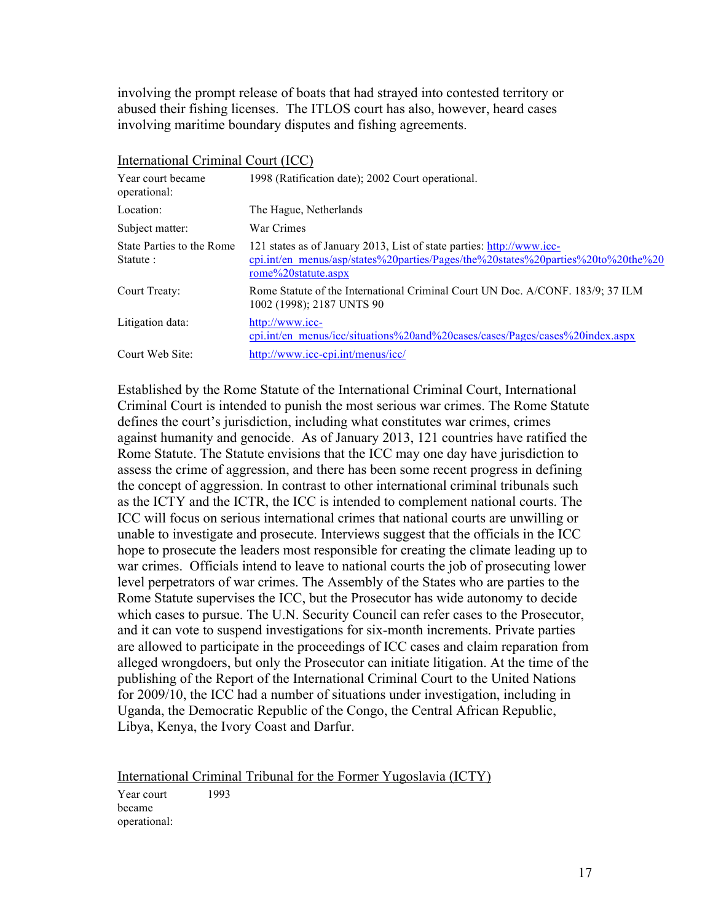involving the prompt release of boats that had strayed into contested territory or abused their fishing licenses. The ITLOS court has also, however, heard cases involving maritime boundary disputes and fishing agreements.

International Criminal Court (ICC)

| | |
|---|---|
| Year court became operational: | 1998 (Ratification date); 2002 Court operational. |
| Location: | The Hague, Netherlands |
| Subject matter: | War Crimes |
| State Parties to the Rome Statute : | 121 states as of January 2013, List of state parties: http://www.icc-cpi.int/en_menus/asp/states%20parties/Pages/the%20states%20parties%20to%20the%20rome%20statute.aspx |
| Court Treaty: | Rome Statute of the International Criminal Court UN Doc. A/CONF. 183/9; 37 ILM 1002 (1998); 2187 UNTS 90 |
| Litigation data: | http://www.icc-cpi.int/en_menus/icc/situations%20and%20cases/cases/Pages/cases%20index.aspx |
| Court Web Site: | http://www.icc-cpi.int/menus/icc/ |

Established by the Rome Statute of the International Criminal Court, International Criminal Court is intended to punish the most serious war crimes. The Rome Statute defines the court's jurisdiction, including what constitutes war crimes, crimes against humanity and genocide. As of January 2013, 121 countries have ratified the Rome Statute. The Statute envisions that the ICC may one day have jurisdiction to assess the crime of aggression, and there has been some recent progress in defining the concept of aggression. In contrast to other international criminal tribunals such as the ICTY and the ICTR, the ICC is intended to complement national courts. The ICC will focus on serious international crimes that national courts are unwilling or unable to investigate and prosecute. Interviews suggest that the officials in the ICC hope to prosecute the leaders most responsible for creating the climate leading up to war crimes. Officials intend to leave to national courts the job of prosecuting lower level perpetrators of war crimes. The Assembly of the States who are parties to the Rome Statute supervises the ICC, but the Prosecutor has wide autonomy to decide which cases to pursue. The U.N. Security Council can refer cases to the Prosecutor, and it can vote to suspend investigations for six-month increments. Private parties are allowed to participate in the proceedings of ICC cases and claim reparation from alleged wrongdoers, but only the Prosecutor can initiate litigation. At the time of the publishing of the Report of the International Criminal Court to the United Nations for 2009/10, the ICC had a number of situations under investigation, including in Uganda, the Democratic Republic of the Congo, the Central African Republic, Libya, Kenya, the Ivory Coast and Darfur.

International Criminal Tribunal for the Former Yugoslavia (ICTY)

| | |
|---|---|
| Year court became operational: | 1993 |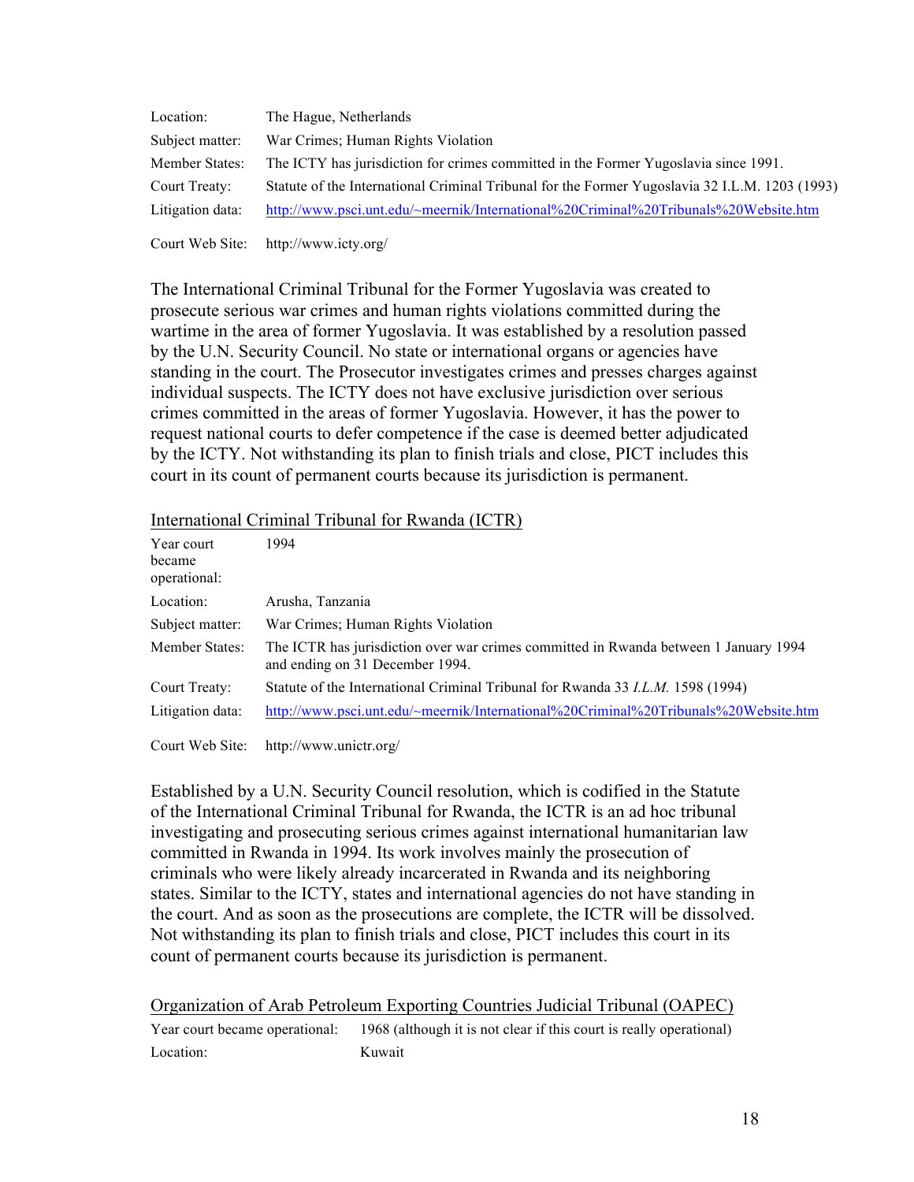| | |
|---|---|
| Location: | The Hague, Netherlands |
| Subject matter: | War Crimes; Human Rights Violation |
| Member States: | The ICTY has jurisdiction for crimes committed in the Former Yugoslavia since 1991. |
| Court Treaty: | Statute of the International Criminal Tribunal for the Former Yugoslavia 32 I.L.M. 1203 (1993) |
| Litigation data: | http://www.psci.unt.edu/~meernik/International%20Criminal%20Tribunals%20Website.htm |
| Court Web Site: | http://www.icty.org/ |

The International Criminal Tribunal for the Former Yugoslavia was created to prosecute serious war crimes and human rights violations committed during the wartime in the area of former Yugoslavia. It was established by a resolution passed by the U.N. Security Council. No state or international organs or agencies have standing in the court. The Prosecutor investigates crimes and presses charges against individual suspects. The ICTY does not have exclusive jurisdiction over serious crimes committed in the areas of former Yugoslavia. However, it has the power to request national courts to defer competence if the case is deemed better adjudicated by the ICTY. Not withstanding its plan to finish trials and close, PICT includes this court in its count of permanent courts because its jurisdiction is permanent.

International Criminal Tribunal for Rwanda (ICTR)

| | |
|---|---|
| Year court became operational: | 1994 |
| Location: | Arusha, Tanzania |
| Subject matter: | War Crimes; Human Rights Violation |
| Member States: | The ICTR has jurisdiction over war crimes committed in Rwanda between 1 January 1994 and ending on 31 December 1994. |
| Court Treaty: | Statute of the International Criminal Tribunal for Rwanda 33 *I.L.M.* 1598 (1994) |
| Litigation data: | http://www.psci.unt.edu/~meernik/International%20Criminal%20Tribunals%20Website.htm |
| Court Web Site: | http://www.unictr.org/ |

Established by a U.N. Security Council resolution, which is codified in the Statute of the International Criminal Tribunal for Rwanda, the ICTR is an ad hoc tribunal investigating and prosecuting serious crimes against international humanitarian law committed in Rwanda in 1994. Its work involves mainly the prosecution of criminals who were likely already incarcerated in Rwanda and its neighboring states. Similar to the ICTY, states and international agencies do not have standing in the court. And as soon as the prosecutions are complete, the ICTR will be dissolved. Not withstanding its plan to finish trials and close, PICT includes this court in its count of permanent courts because its jurisdiction is permanent.

Organization of Arab Petroleum Exporting Countries Judicial Tribunal (OAPEC)

| | |
|---|---|
| Year court became operational: | 1968 (although it is not clear if this court is really operational) |
| Location: | Kuwait |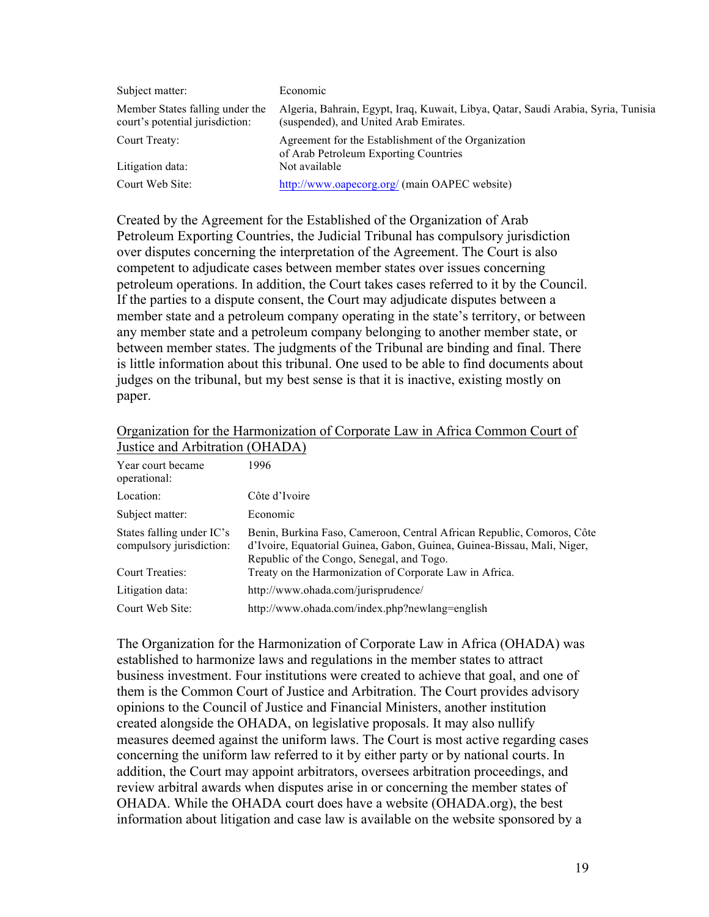| | |
|---|---|
| Subject matter: | Economic |
| Member States falling under the court's potential jurisdiction: | Algeria, Bahrain, Egypt, Iraq, Kuwait, Libya, Qatar, Saudi Arabia, Syria, Tunisia (suspended), and United Arab Emirates. |
| Court Treaty: | Agreement for the Establishment of the Organization of Arab Petroleum Exporting Countries |
| Litigation data: | Not available |
| Court Web Site: | http://www.oapecorg.org/ (main OAPEC website) |

Created by the Agreement for the Established of the Organization of Arab Petroleum Exporting Countries, the Judicial Tribunal has compulsory jurisdiction over disputes concerning the interpretation of the Agreement. The Court is also competent to adjudicate cases between member states over issues concerning petroleum operations. In addition, the Court takes cases referred to it by the Council. If the parties to a dispute consent, the Court may adjudicate disputes between a member state and a petroleum company operating in the state's territory, or between any member state and a petroleum company belonging to another member state, or between member states. The judgments of the Tribunal are binding and final. There is little information about this tribunal. One used to be able to find documents about judges on the tribunal, but my best sense is that it is inactive, existing mostly on paper.

Organization for the Harmonization of Corporate Law in Africa Common Court of Justice and Arbitration (OHADA)

| | |
|---|---|
| Year court became operational: | 1996 |
| Location: | Côte d'Ivoire |
| Subject matter: | Economic |
| States falling under IC's compulsory jurisdiction: | Benin, Burkina Faso, Cameroon, Central African Republic, Comoros, Côte d'Ivoire, Equatorial Guinea, Gabon, Guinea, Guinea-Bissau, Mali, Niger, Republic of the Congo, Senegal, and Togo. |
| Court Treaties: | Treaty on the Harmonization of Corporate Law in Africa. |
| Litigation data: | http://www.ohada.com/jurisprudence/ |
| Court Web Site: | http://www.ohada.com/index.php?newlang=english |

The Organization for the Harmonization of Corporate Law in Africa (OHADA) was established to harmonize laws and regulations in the member states to attract business investment. Four institutions were created to achieve that goal, and one of them is the Common Court of Justice and Arbitration. The Court provides advisory opinions to the Council of Justice and Financial Ministers, another institution created alongside the OHADA, on legislative proposals. It may also nullify measures deemed against the uniform laws. The Court is most active regarding cases concerning the uniform law referred to it by either party or by national courts. In addition, the Court may appoint arbitrators, oversees arbitration proceedings, and review arbitral awards when disputes arise in or concerning the member states of OHADA. While the OHADA court does have a website (OHADA.org), the best information about litigation and case law is available on the website sponsored by a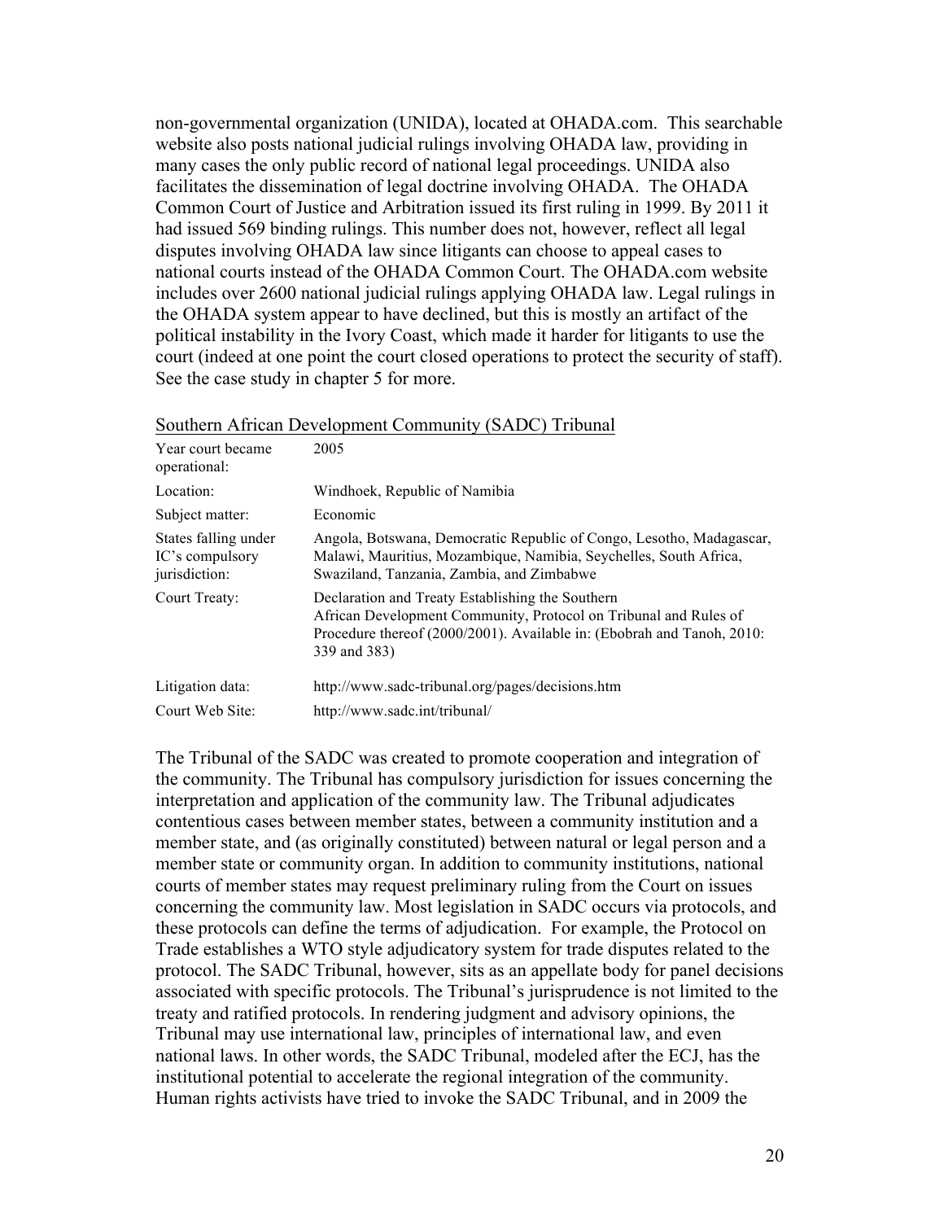non-governmental organization (UNIDA), located at OHADA.com. This searchable website also posts national judicial rulings involving OHADA law, providing in many cases the only public record of national legal proceedings. UNIDA also facilitates the dissemination of legal doctrine involving OHADA. The OHADA Common Court of Justice and Arbitration issued its first ruling in 1999. By 2011 it had issued 569 binding rulings. This number does not, however, reflect all legal disputes involving OHADA law since litigants can choose to appeal cases to national courts instead of the OHADA Common Court. The OHADA.com website includes over 2600 national judicial rulings applying OHADA law. Legal rulings in the OHADA system appear to have declined, but this is mostly an artifact of the political instability in the Ivory Coast, which made it harder for litigants to use the court (indeed at one point the court closed operations to protect the security of staff). See the case study in chapter 5 for more.

<u>Southern African Development Community (SADC) Tribunal</u>

| | |
|---|---|
| Year court became operational: | 2005 |
| Location: | Windhoek, Republic of Namibia |
| Subject matter: | Economic |
| States falling under IC's compulsory jurisdiction: | Angola, Botswana, Democratic Republic of Congo, Lesotho, Madagascar, Malawi, Mauritius, Mozambique, Namibia, Seychelles, South Africa, Swaziland, Tanzania, Zambia, and Zimbabwe |
| Court Treaty: | Declaration and Treaty Establishing the Southern African Development Community, Protocol on Tribunal and Rules of Procedure thereof (2000/2001). Available in: (Ebobrah and Tanoh, 2010: 339 and 383) |
| Litigation data: | http://www.sadc-tribunal.org/pages/decisions.htm |
| Court Web Site: | http://www.sadc.int/tribunal/ |

The Tribunal of the SADC was created to promote cooperation and integration of the community. The Tribunal has compulsory jurisdiction for issues concerning the interpretation and application of the community law. The Tribunal adjudicates contentious cases between member states, between a community institution and a member state, and (as originally constituted) between natural or legal person and a member state or community organ. In addition to community institutions, national courts of member states may request preliminary ruling from the Court on issues concerning the community law. Most legislation in SADC occurs via protocols, and these protocols can define the terms of adjudication. For example, the Protocol on Trade establishes a WTO style adjudicatory system for trade disputes related to the protocol. The SADC Tribunal, however, sits as an appellate body for panel decisions associated with specific protocols. The Tribunal's jurisprudence is not limited to the treaty and ratified protocols. In rendering judgment and advisory opinions, the Tribunal may use international law, principles of international law, and even national laws. In other words, the SADC Tribunal, modeled after the ECJ, has the institutional potential to accelerate the regional integration of the community. Human rights activists have tried to invoke the SADC Tribunal, and in 2009 the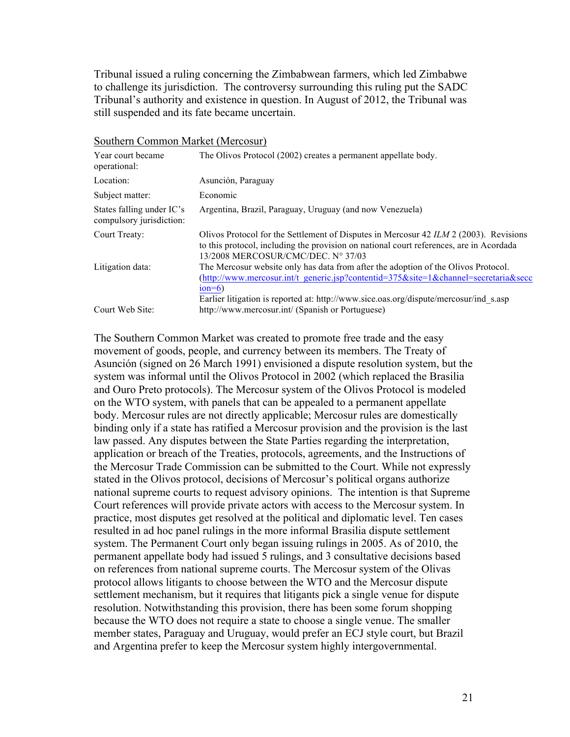Tribunal issued a ruling concerning the Zimbabwean farmers, which led Zimbabwe to challenge its jurisdiction. The controversy surrounding this ruling put the SADC Tribunal's authority and existence in question. In August of 2012, the Tribunal was still suspended and its fate became uncertain.

<u>Southern Common Market (Mercosur)</u>

| | |
|---|---|
| Year court became operational: | The Olivos Protocol (2002) creates a permanent appellate body. |
| Location: | Asunción, Paraguay |
| Subject matter: | Economic |
| States falling under IC's compulsory jurisdiction: | Argentina, Brazil, Paraguay, Uruguay (and now Venezuela) |
| Court Treaty: | Olivos Protocol for the Settlement of Disputes in Mercosur 42 *ILM* 2 (2003). Revisions to this protocol, including the provision on national court references, are in Acordada 13/2008 MERCOSUR/CMC/DEC. N° 37/03 |
| Litigation data: | The Mercosur website only has data from after the adoption of the Olivos Protocol. (http://www.mercosur.int/t_generic.jsp?contentid=375&site=1&channel=secretaria&section=6) Earlier litigation is reported at: http://www.sice.oas.org/dispute/mercosur/ind_s.asp |
| Court Web Site: | http://www.mercosur.int/ (Spanish or Portuguese) |

The Southern Common Market was created to promote free trade and the easy movement of goods, people, and currency between its members. The Treaty of Asunción (signed on 26 March 1991) envisioned a dispute resolution system, but the system was informal until the Olivos Protocol in 2002 (which replaced the Brasilia and Ouro Preto protocols). The Mercosur system of the Olivos Protocol is modeled on the WTO system, with panels that can be appealed to a permanent appellate body. Mercosur rules are not directly applicable; Mercosur rules are domestically binding only if a state has ratified a Mercosur provision and the provision is the last law passed. Any disputes between the State Parties regarding the interpretation, application or breach of the Treaties, protocols, agreements, and the Instructions of the Mercosur Trade Commission can be submitted to the Court. While not expressly stated in the Olivos protocol, decisions of Mercosur's political organs authorize national supreme courts to request advisory opinions. The intention is that Supreme Court references will provide private actors with access to the Mercosur system. In practice, most disputes get resolved at the political and diplomatic level. Ten cases resulted in ad hoc panel rulings in the more informal Brasilia dispute settlement system. The Permanent Court only began issuing rulings in 2005. As of 2010, the permanent appellate body had issued 5 rulings, and 3 consultative decisions based on references from national supreme courts. The Mercosur system of the Olivas protocol allows litigants to choose between the WTO and the Mercosur dispute settlement mechanism, but it requires that litigants pick a single venue for dispute resolution. Notwithstanding this provision, there has been some forum shopping because the WTO does not require a state to choose a single venue. The smaller member states, Paraguay and Uruguay, would prefer an ECJ style court, but Brazil and Argentina prefer to keep the Mercosur system highly intergovernmental.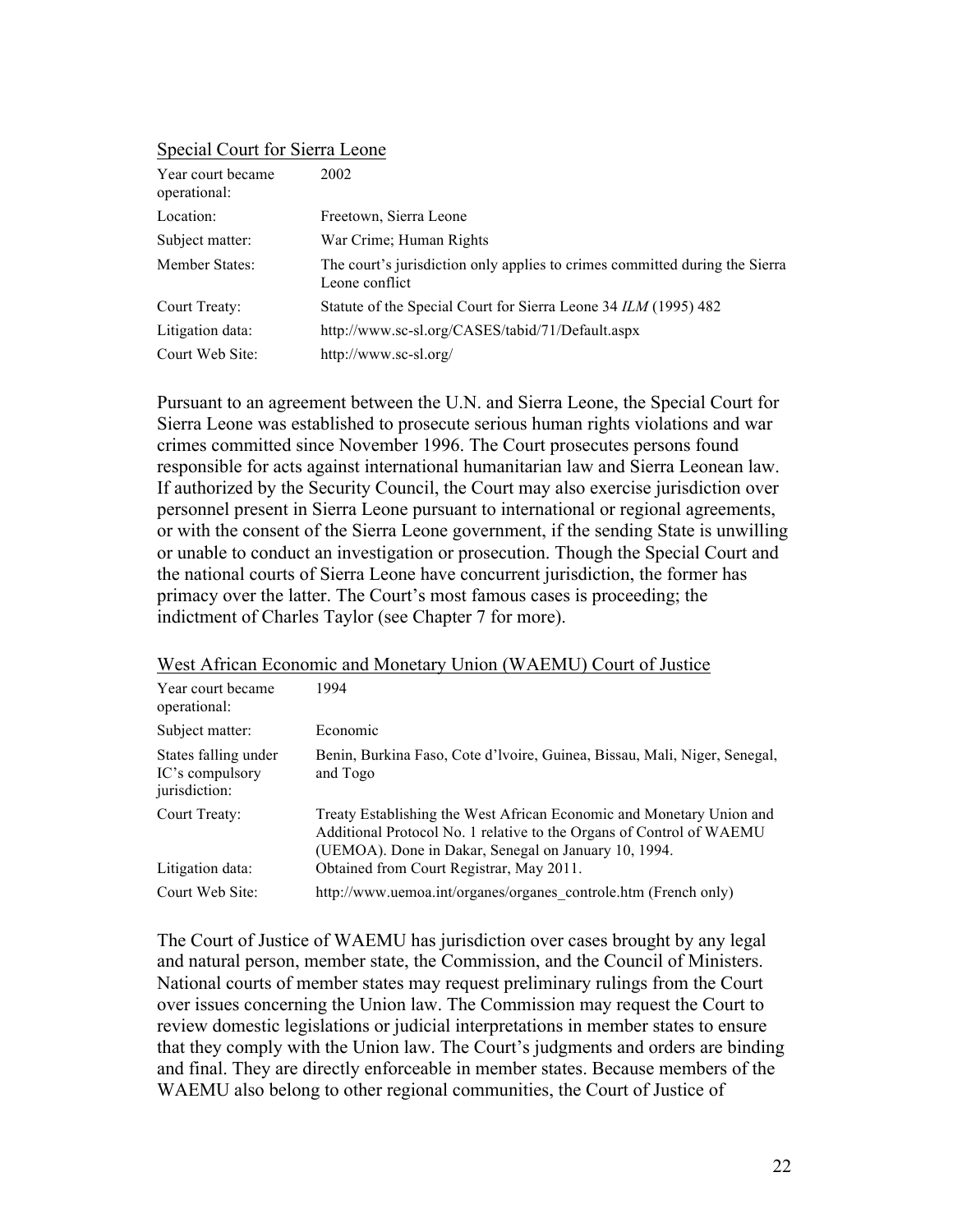Special Court for Sierra Leone

| | |
|---|---|
| Year court became operational: | 2002 |
| Location: | Freetown, Sierra Leone |
| Subject matter: | War Crime; Human Rights |
| Member States: | The court's jurisdiction only applies to crimes committed during the Sierra Leone conflict |
| Court Treaty: | Statute of the Special Court for Sierra Leone 34 *ILM* (1995) 482 |
| Litigation data: | http://www.sc-sl.org/CASES/tabid/71/Default.aspx |
| Court Web Site: | http://www.sc-sl.org/ |

Pursuant to an agreement between the U.N. and Sierra Leone, the Special Court for Sierra Leone was established to prosecute serious human rights violations and war crimes committed since November 1996. The Court prosecutes persons found responsible for acts against international humanitarian law and Sierra Leonean law. If authorized by the Security Council, the Court may also exercise jurisdiction over personnel present in Sierra Leone pursuant to international or regional agreements, or with the consent of the Sierra Leone government, if the sending State is unwilling or unable to conduct an investigation or prosecution. Though the Special Court and the national courts of Sierra Leone have concurrent jurisdiction, the former has primacy over the latter. The Court's most famous cases is proceeding; the indictment of Charles Taylor (see Chapter 7 for more).

West African Economic and Monetary Union (WAEMU) Court of Justice

| | |
|---|---|
| Year court became operational: | 1994 |
| Subject matter: | Economic |
| States falling under IC's compulsory jurisdiction: | Benin, Burkina Faso, Cote d'lvoire, Guinea, Bissau, Mali, Niger, Senegal, and Togo |
| Court Treaty: | Treaty Establishing the West African Economic and Monetary Union and Additional Protocol No. 1 relative to the Organs of Control of WAEMU (UEMOA). Done in Dakar, Senegal on January 10, 1994. |
| Litigation data: | Obtained from Court Registrar, May 2011. |
| Court Web Site: | http://www.uemoa.int/organes/organes_controle.htm (French only) |

The Court of Justice of WAEMU has jurisdiction over cases brought by any legal and natural person, member state, the Commission, and the Council of Ministers. National courts of member states may request preliminary rulings from the Court over issues concerning the Union law. The Commission may request the Court to review domestic legislations or judicial interpretations in member states to ensure that they comply with the Union law. The Court's judgments and orders are binding and final. They are directly enforceable in member states. Because members of the WAEMU also belong to other regional communities, the Court of Justice of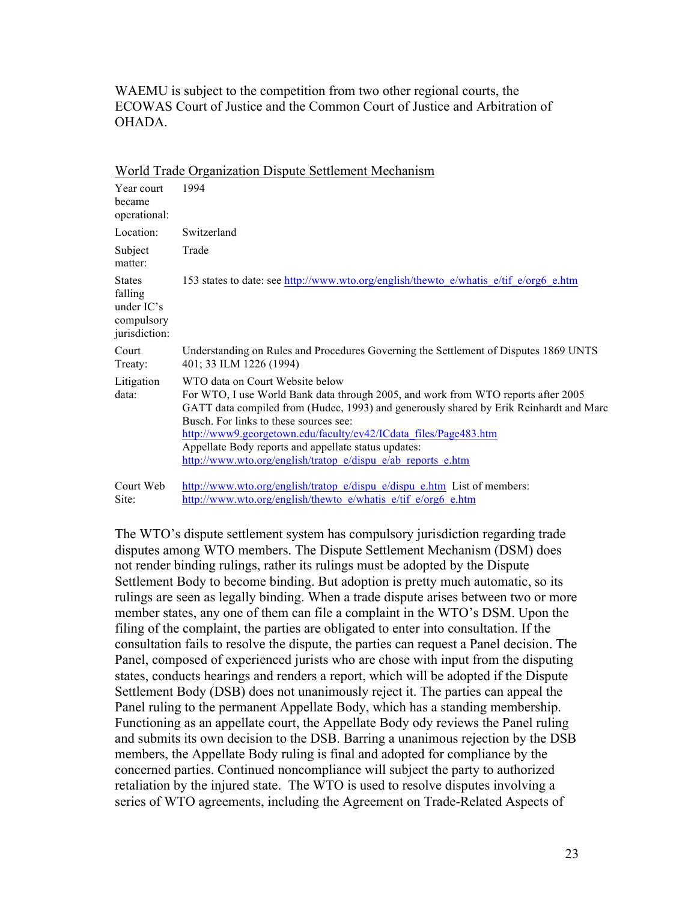WAEMU is subject to the competition from two other regional courts, the ECOWAS Court of Justice and the Common Court of Justice and Arbitration of OHADA.

World Trade Organization Dispute Settlement Mechanism

| | |
|---|---|
| Year court became operational: | 1994 |
| Location: | Switzerland |
| Subject matter: | Trade |
| States falling under IC's compulsory jurisdiction: | 153 states to date: see http://www.wto.org/english/thewto_e/whatis_e/tif_e/org6_e.htm |
| Court Treaty: | Understanding on Rules and Procedures Governing the Settlement of Disputes 1869 UNTS 401; 33 ILM 1226 (1994) |
| Litigation data: | WTO data on Court Website below<br>For WTO, I use World Bank data through 2005, and work from WTO reports after 2005 GATT data compiled from (Hudec, 1993) and generously shared by Erik Reinhardt and Marc Busch. For links to these sources see: http://www9.georgetown.edu/faculty/ev42/ICdata_files/Page483.htm<br>Appellate Body reports and appellate status updates: http://www.wto.org/english/tratop_e/dispu_e/ab_reports_e.htm |
| Court Web Site: | http://www.wto.org/english/tratop_e/dispu_e/dispu_e.htm List of members: http://www.wto.org/english/thewto_e/whatis_e/tif_e/org6_e.htm |

The WTO's dispute settlement system has compulsory jurisdiction regarding trade disputes among WTO members. The Dispute Settlement Mechanism (DSM) does not render binding rulings, rather its rulings must be adopted by the Dispute Settlement Body to become binding. But adoption is pretty much automatic, so its rulings are seen as legally binding. When a trade dispute arises between two or more member states, any one of them can file a complaint in the WTO's DSM. Upon the filing of the complaint, the parties are obligated to enter into consultation. If the consultation fails to resolve the dispute, the parties can request a Panel decision. The Panel, composed of experienced jurists who are chose with input from the disputing states, conducts hearings and renders a report, which will be adopted if the Dispute Settlement Body (DSB) does not unanimously reject it. The parties can appeal the Panel ruling to the permanent Appellate Body, which has a standing membership. Functioning as an appellate court, the Appellate Body ody reviews the Panel ruling and submits its own decision to the DSB. Barring a unanimous rejection by the DSB members, the Appellate Body ruling is final and adopted for compliance by the concerned parties. Continued noncompliance will subject the party to authorized retaliation by the injured state. The WTO is used to resolve disputes involving a series of WTO agreements, including the Agreement on Trade-Related Aspects of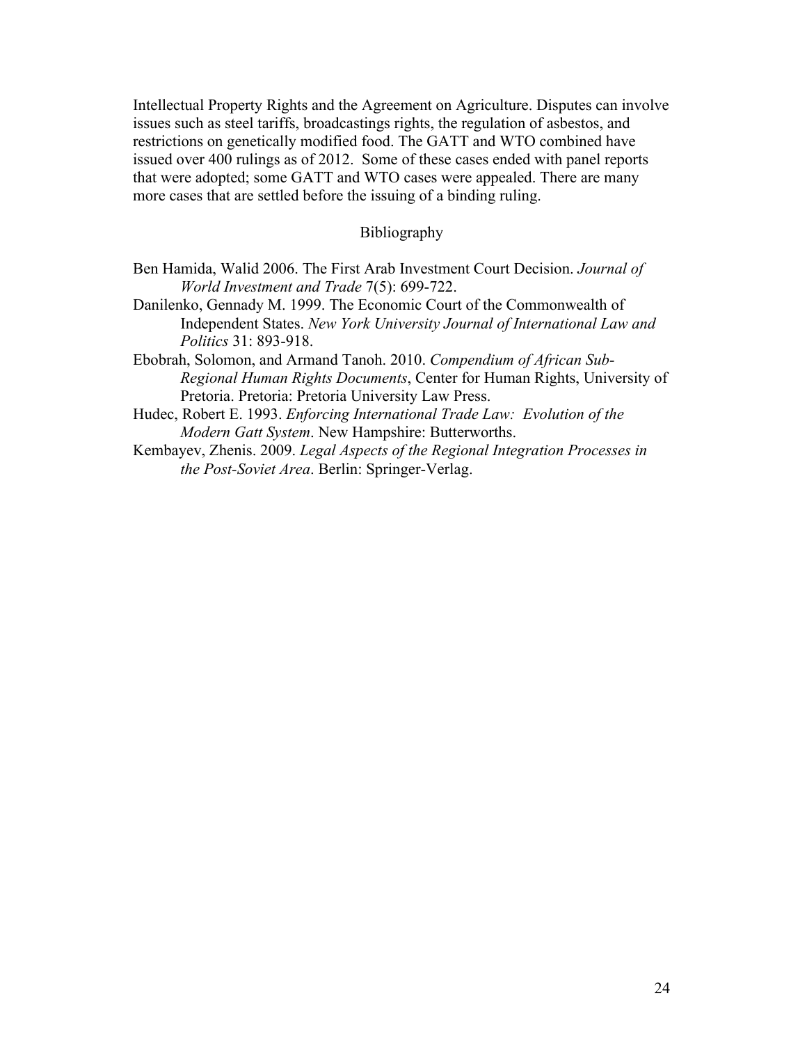Intellectual Property Rights and the Agreement on Agriculture. Disputes can involve issues such as steel tariffs, broadcastings rights, the regulation of asbestos, and restrictions on genetically modified food. The GATT and WTO combined have issued over 400 rulings as of 2012. Some of these cases ended with panel reports that were adopted; some GATT and WTO cases were appealed. There are many more cases that are settled before the issuing of a binding ruling.

## Bibliography

Ben Hamida, Walid 2006. The First Arab Investment Court Decision. *Journal of World Investment and Trade* 7(5): 699-722.

Danilenko, Gennady M. 1999. The Economic Court of the Commonwealth of Independent States. *New York University Journal of International Law and Politics* 31: 893-918.

Ebobrah, Solomon, and Armand Tanoh. 2010. *Compendium of African Sub-Regional Human Rights Documents*, Center for Human Rights, University of Pretoria. Pretoria: Pretoria University Law Press.

Hudec, Robert E. 1993. *Enforcing International Trade Law: Evolution of the Modern Gatt System*. New Hampshire: Butterworths.

Kembayev, Zhenis. 2009. *Legal Aspects of the Regional Integration Processes in the Post-Soviet Area*. Berlin: Springer-Verlag.